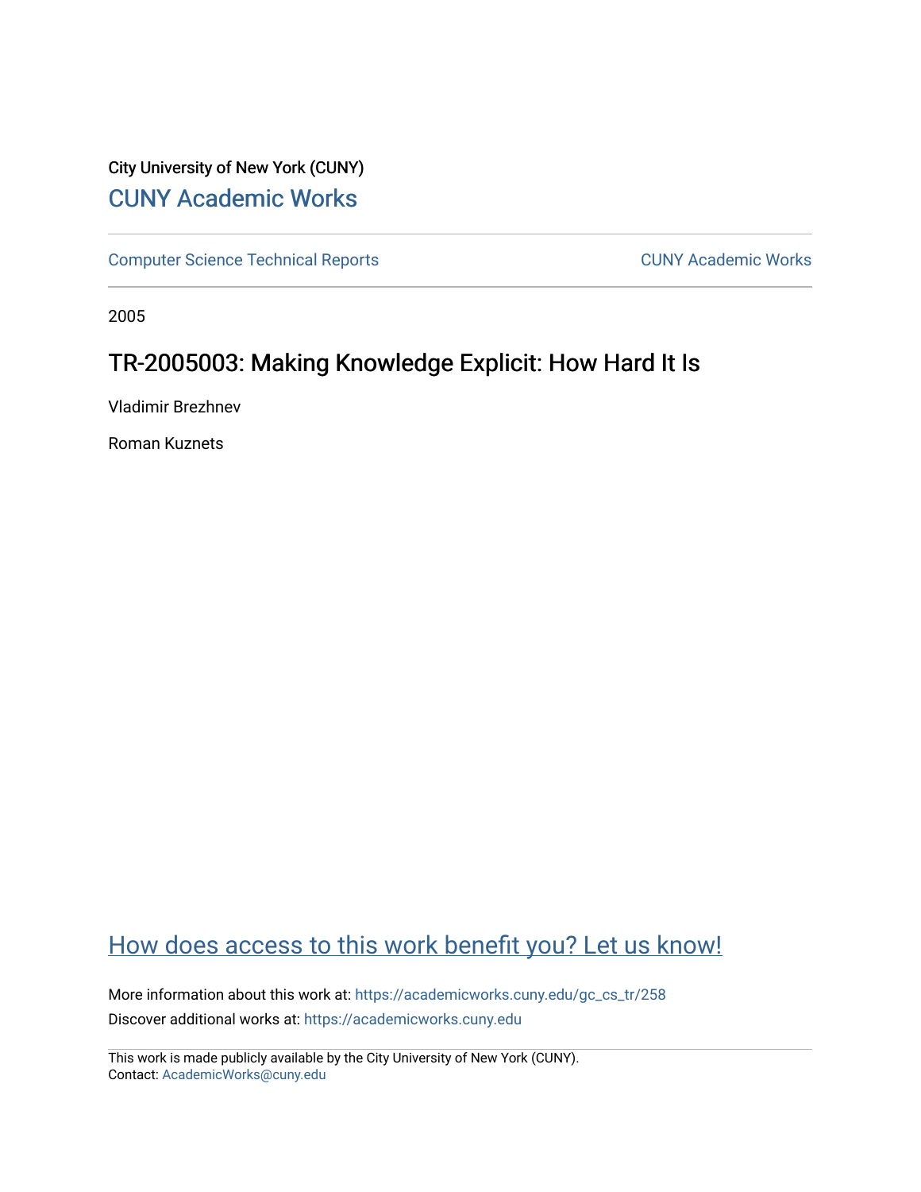City University of New York (CUNY)

CUNY Academic Works

Computer Science Technical Reports | CUNY Academic Works

2005

# TR-2005003: Making Knowledge Explicit: How Hard It Is

Vladimir Brezhnev

Roman Kuznets

How does access to this work benefit you? Let us know!

More information about this work at: https://academicworks.cuny.edu/gc_cs_tr/258

Discover additional works at: https://academicworks.cuny.edu

This work is made publicly available by the City University of New York (CUNY).
Contact: AcademicWorks@cuny.edu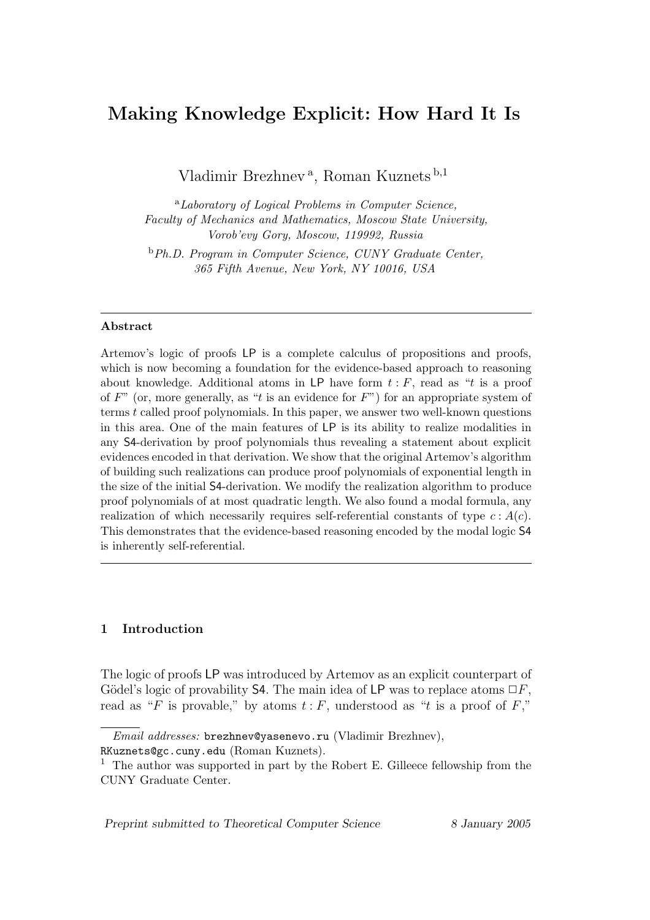# Making Knowledge Explicit: How Hard It Is

Vladimir Brezhnev [a], Roman Kuznets [b,1]

[a] *Laboratory of Logical Problems in Computer Science, Faculty of Mechanics and Mathematics, Moscow State University, Vorob'evy Gory, Moscow, 119992, Russia*

[b] *Ph.D. Program in Computer Science, CUNY Graduate Center, 365 Fifth Avenue, New York, NY 10016, USA*

---

**Abstract**

Artemov's logic of proofs LP is a complete calculus of propositions and proofs, which is now becoming a foundation for the evidence-based approach to reasoning about knowledge. Additional atoms in LP have form $t : F$, read as "$t$ is a proof of $F$" (or, more generally, as "$t$ is an evidence for $F$") for an appropriate system of terms $t$ called proof polynomials. In this paper, we answer two well-known questions in this area. One of the main features of LP is its ability to realize modalities in any S4-derivation by proof polynomials thus revealing a statement about explicit evidences encoded in that derivation. We show that the original Artemov's algorithm of building such realizations can produce proof polynomials of exponential length in the size of the initial S4-derivation. We modify the realization algorithm to produce proof polynomials of at most quadratic length. We also found a modal formula, any realization of which necessarily requires self-referential constants of type $c : A(c)$. This demonstrates that the evidence-based reasoning encoded by the modal logic S4 is inherently self-referential.

---

## 1 Introduction

The logic of proofs LP was introduced by Artemov as an explicit counterpart of Gödel's logic of provability S4. The main idea of LP was to replace atoms $\Box F$, read as "$F$ is provable," by atoms $t : F$, understood as "$t$ is a proof of $F$,"

*Email addresses:* brezhnev@yasenevo.ru (Vladimir Brezhnev), RKuznets@gc.cuny.edu (Roman Kuznets).

[1] The author was supported in part by the Robert E. Gilleece fellowship from the CUNY Graduate Center.

*Preprint submitted to Theoretical Computer Science* 8 January 2005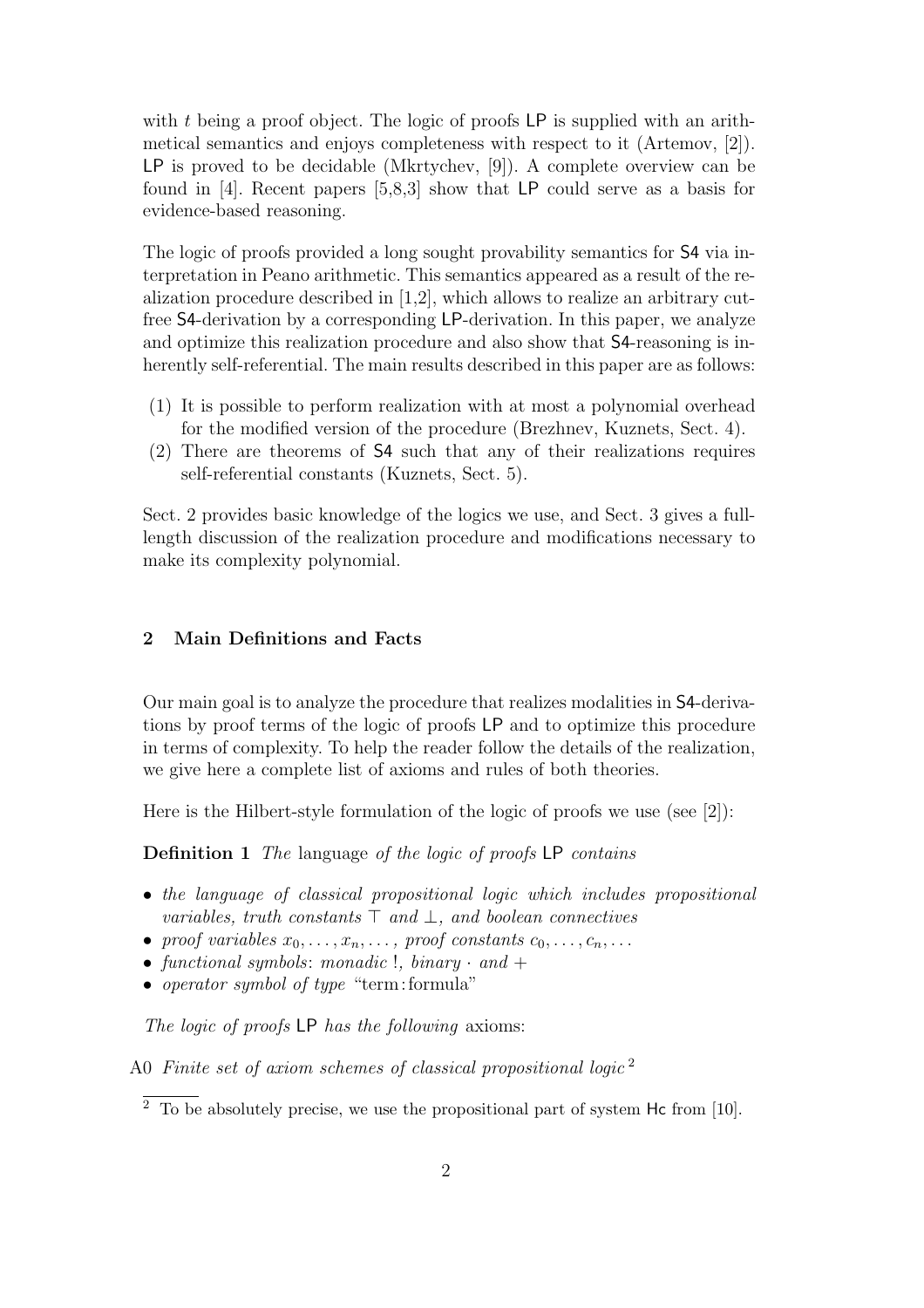with $t$ being a proof object. The logic of proofs LP is supplied with an arithmetical semantics and enjoys completeness with respect to it (Artemov, [2]). LP is proved to be decidable (Mkrtychev, [9]). A complete overview can be found in [4]. Recent papers [5,8,3] show that LP could serve as a basis for evidence-based reasoning.

The logic of proofs provided a long sought provability semantics for S4 via interpretation in Peano arithmetic. This semantics appeared as a result of the realization procedure described in [1,2], which allows to realize an arbitrary cut-free S4-derivation by a corresponding LP-derivation. In this paper, we analyze and optimize this realization procedure and also show that S4-reasoning is inherently self-referential. The main results described in this paper are as follows:

(1) It is possible to perform realization with at most a polynomial overhead for the modified version of the procedure (Brezhnev, Kuznets, Sect. 4).
(2) There are theorems of S4 such that any of their realizations requires self-referential constants (Kuznets, Sect. 5).

Sect. 2 provides basic knowledge of the logics we use, and Sect. 3 gives a full-length discussion of the realization procedure and modifications necessary to make its complexity polynomial.

## 2 Main Definitions and Facts

Our main goal is to analyze the procedure that realizes modalities in S4-derivations by proof terms of the logic of proofs LP and to optimize this procedure in terms of complexity. To help the reader follow the details of the realization, we give here a complete list of axioms and rules of both theories.

Here is the Hilbert-style formulation of the logic of proofs we use (see [2]):

**Definition 1** *The* language *of the logic of proofs* LP *contains*

- *the language of classical propositional logic which includes propositional variables, truth constants* $\top$ *and* $\bot$*, and boolean connectives*
- *proof variables* $x_0, \ldots, x_n, \ldots$*, proof constants* $c_0, \ldots, c_n, \ldots$
- *functional symbols: monadic* $!$*, binary* $\cdot$ *and* $+$
- *operator symbol of type* "term : formula"

*The logic of proofs* LP *has the following* axioms:

A0 *Finite set of axiom schemes of classical propositional logic* [2]

[2] To be absolutely precise, we use the propositional part of system Hc from [10].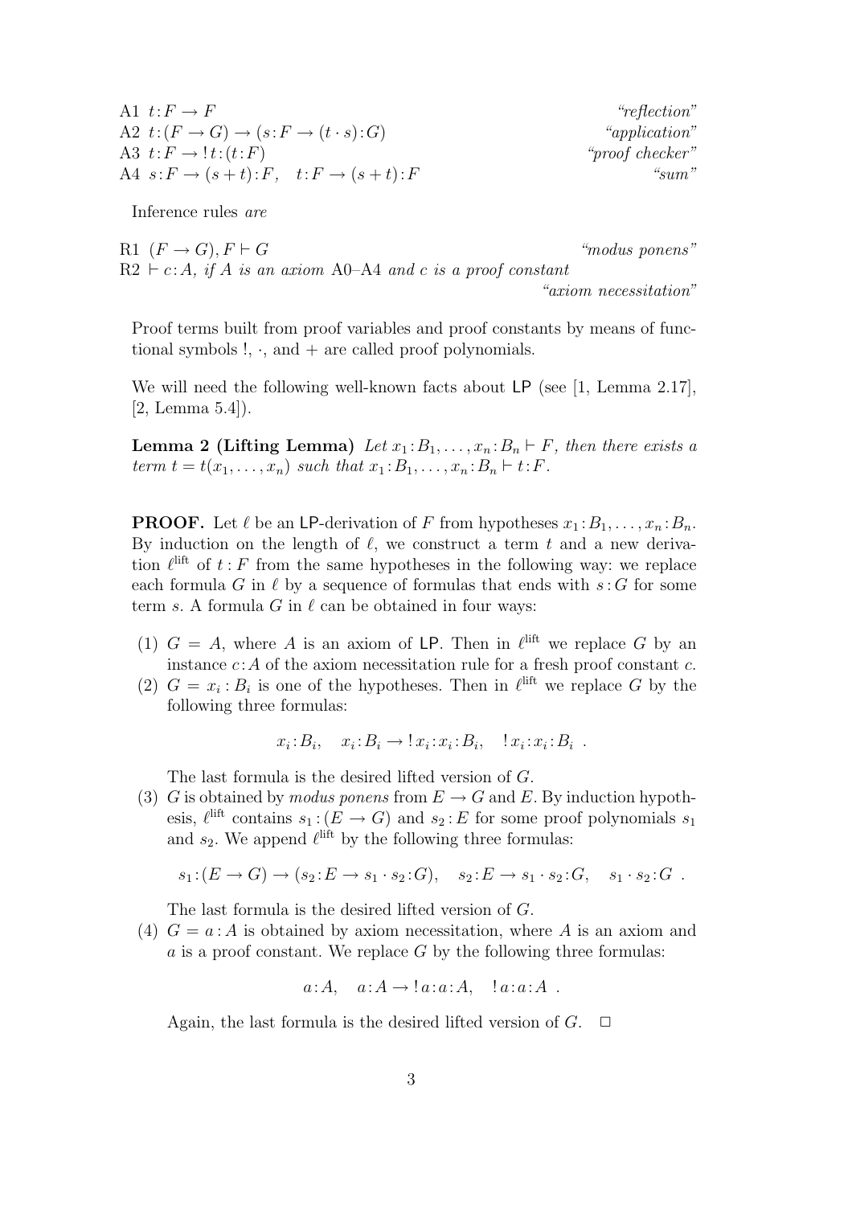A1 $t{:}F \to F$ *"reflection"*
A2 $t{:}(F \to G) \to (s{:}F \to (t \cdot s){:}G)$ *"application"*
A3 $t{:}F \to\, !t{:}(t{:}F)$ *"proof checker"*
A4 $s{:}F \to (s+t){:}F, \quad t{:}F \to (s+t){:}F$ *"sum"*

Inference rules *are*

R1 $(F \to G), F \vdash G$ *"modus ponens"*
R2 $\vdash c{:}A$, *if $A$ is an axiom* A0–A4 *and $c$ is a proof constant* *"axiom necessitation"*

Proof terms built from proof variables and proof constants by means of functional symbols $!$, $\cdot$, and $+$ are called proof polynomials.

We will need the following well-known facts about LP (see [1, Lemma 2.17], [2, Lemma 5.4]).

**Lemma 2 (Lifting Lemma)** *Let $x_1{:}B_1, \ldots, x_n{:}B_n \vdash F$, then there exists a term $t = t(x_1, \ldots, x_n)$ such that $x_1{:}B_1, \ldots, x_n{:}B_n \vdash t{:}F$.*

**PROOF.** Let $\ell$ be an LP-derivation of $F$ from hypotheses $x_1{:}B_1, \ldots, x_n{:}B_n$. By induction on the length of $\ell$, we construct a term $t$ and a new derivation $\ell^{\text{lift}}$ of $t : F$ from the same hypotheses in the following way: we replace each formula $G$ in $\ell$ by a sequence of formulas that ends with $s : G$ for some term $s$. A formula $G$ in $\ell$ can be obtained in four ways:

(1) $G = A$, where $A$ is an axiom of LP. Then in $\ell^{\text{lift}}$ we replace $G$ by an instance $c{:}A$ of the axiom necessitation rule for a fresh proof constant $c$.

(2) $G = x_i : B_i$ is one of the hypotheses. Then in $\ell^{\text{lift}}$ we replace $G$ by the following three formulas:

$$x_i{:}B_i, \quad x_i{:}B_i \to\, !x_i{:}x_i{:}B_i, \quad !x_i{:}x_i{:}B_i \ .$$

The last formula is the desired lifted version of $G$.

(3) $G$ is obtained by *modus ponens* from $E \to G$ and $E$. By induction hypothesis, $\ell^{\text{lift}}$ contains $s_1 : (E \to G)$ and $s_2 : E$ for some proof polynomials $s_1$ and $s_2$. We append $\ell^{\text{lift}}$ by the following three formulas:

$$s_1{:}(E \to G) \to (s_2{:}E \to s_1 \cdot s_2{:}G), \quad s_2{:}E \to s_1 \cdot s_2{:}G, \quad s_1 \cdot s_2{:}G \ .$$

The last formula is the desired lifted version of $G$.

(4) $G = a : A$ is obtained by axiom necessitation, where $A$ is an axiom and $a$ is a proof constant. We replace $G$ by the following three formulas:

$$a{:}A, \quad a{:}A \to\, !a{:}a{:}A, \quad !a{:}a{:}A \ .$$

Again, the last formula is the desired lifted version of $G$. $\Box$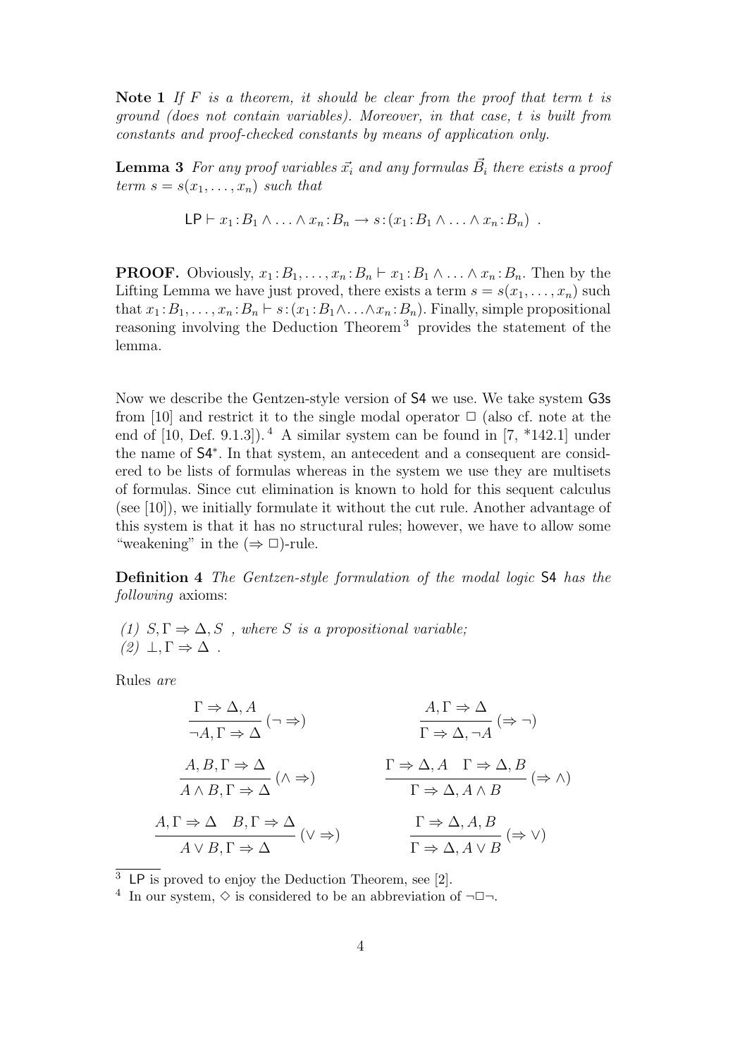**Note 1** *If $F$ is a theorem, it should be clear from the proof that term $t$ is ground (does not contain variables). Moreover, in that case, $t$ is built from constants and proof-checked constants by means of application only.*

**Lemma 3** *For any proof variables $\vec{x_i}$ and any formulas $\vec{B_i}$ there exists a proof term $s = s(x_1, \ldots, x_n)$ such that*

$$\mathsf{LP} \vdash x_1\!:\!B_1 \wedge \ldots \wedge x_n\!:\!B_n \rightarrow s\!:\!(x_1\!:\!B_1 \wedge \ldots \wedge x_n\!:\!B_n) \enspace .$$

**PROOF.** Obviously, $x_1\!:\!B_1, \ldots, x_n\!:\!B_n \vdash x_1\!:\!B_1 \wedge \ldots \wedge x_n\!:\!B_n$. Then by the Lifting Lemma we have just proved, there exists a term $s = s(x_1, \ldots, x_n)$ such that $x_1\!:\!B_1, \ldots, x_n\!:\!B_n \vdash s\!:\!(x_1\!:\!B_1 \wedge \ldots \wedge x_n\!:\!B_n)$. Finally, simple propositional reasoning involving the Deduction Theorem [3] provides the statement of the lemma.

Now we describe the Gentzen-style version of S4 we use. We take system G3s from [10] and restrict it to the single modal operator $\Box$ (also cf. note at the end of [10, Def. 9.1.3]).[4] A similar system can be found in [7, *142.1] under the name of S4*. In that system, an antecedent and a consequent are considered to be lists of formulas whereas in the system we use they are multisets of formulas. Since cut elimination is known to hold for this sequent calculus (see [10]), we initially formulate it without the cut rule. Another advantage of this system is that it has no structural rules; however, we have to allow some "weakening" in the $(\Rightarrow \Box)$-rule.

**Definition 4** *The Gentzen-style formulation of the modal logic* S4 *has the following* axioms*:*

*(1)* $S, \Gamma \Rightarrow \Delta, S$ *, where $S$ is a propositional variable;*
*(2)* $\bot, \Gamma \Rightarrow \Delta$ .

Rules *are*

$$\frac{\Gamma \Rightarrow \Delta, A}{\neg A, \Gamma \Rightarrow \Delta}\,(\neg \Rightarrow) \qquad\qquad \frac{A, \Gamma \Rightarrow \Delta}{\Gamma \Rightarrow \Delta, \neg A}\,(\Rightarrow \neg)$$

$$\frac{A, B, \Gamma \Rightarrow \Delta}{A \wedge B, \Gamma \Rightarrow \Delta}\,(\wedge \Rightarrow) \qquad\qquad \frac{\Gamma \Rightarrow \Delta, A \quad \Gamma \Rightarrow \Delta, B}{\Gamma \Rightarrow \Delta, A \wedge B}\,(\Rightarrow \wedge)$$

$$\frac{A, \Gamma \Rightarrow \Delta \quad B, \Gamma \Rightarrow \Delta}{A \vee B, \Gamma \Rightarrow \Delta}\,(\vee \Rightarrow) \qquad\qquad \frac{\Gamma \Rightarrow \Delta, A, B}{\Gamma \Rightarrow \Delta, A \vee B}\,(\Rightarrow \vee)$$

[3] LP is proved to enjoy the Deduction Theorem, see [2].

[4] In our system, $\Diamond$ is considered to be an abbreviation of $\neg\Box\neg$.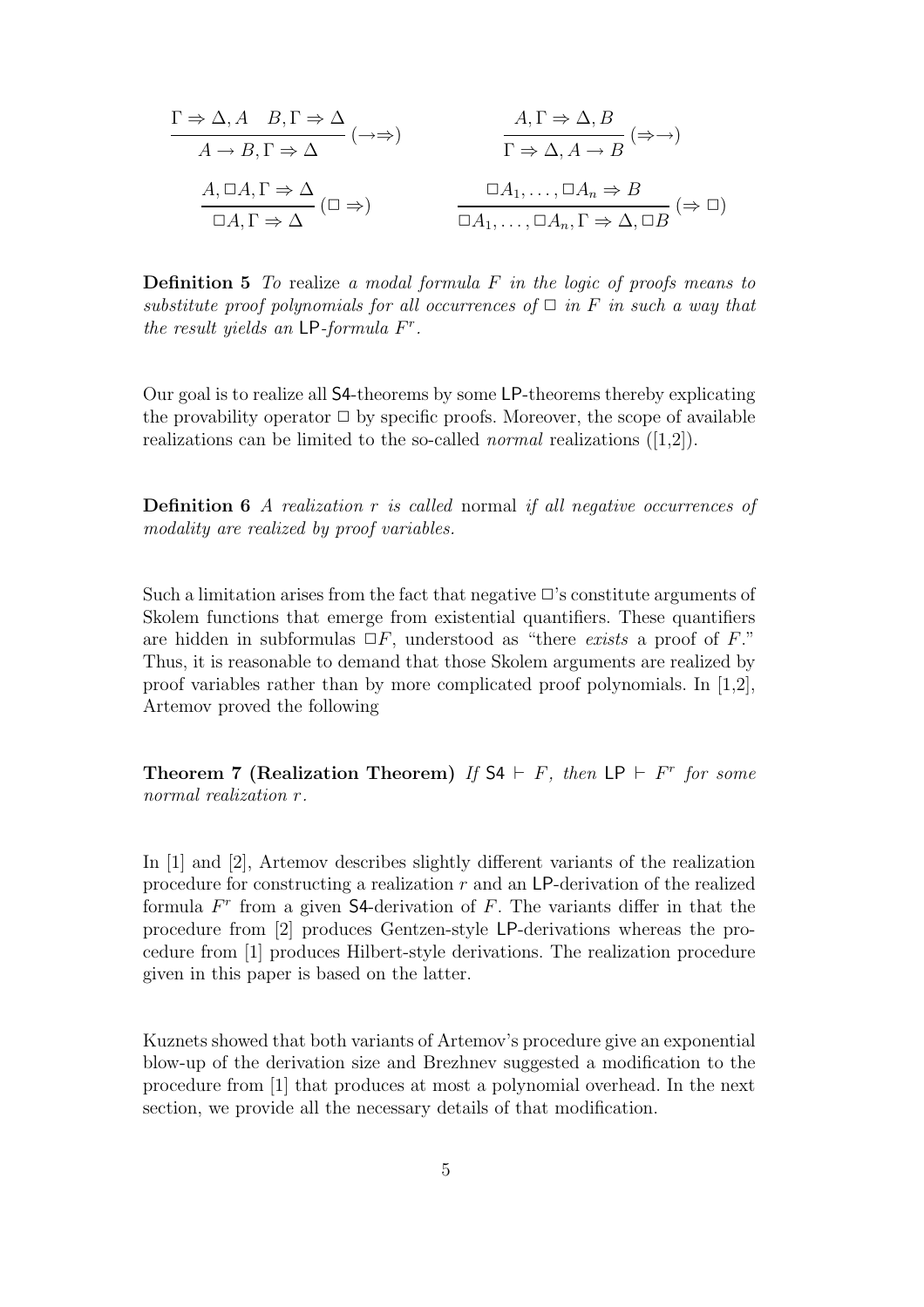$$\frac{\Gamma \Rightarrow \Delta, A \quad B, \Gamma \Rightarrow \Delta}{A \to B, \Gamma \Rightarrow \Delta}\,(\to\Rightarrow) \qquad\qquad \frac{A, \Gamma \Rightarrow \Delta, B}{\Gamma \Rightarrow \Delta, A \to B}\,(\Rightarrow\to)$$

$$\frac{A, \Box A, \Gamma \Rightarrow \Delta}{\Box A, \Gamma \Rightarrow \Delta}\,(\Box\Rightarrow) \qquad\qquad \frac{\Box A_1, \ldots, \Box A_n \Rightarrow B}{\Box A_1, \ldots, \Box A_n, \Gamma \Rightarrow \Delta, \Box B}\,(\Rightarrow\Box)$$

**Definition 5** *To* realize *a modal formula $F$ in the logic of proofs means to substitute proof polynomials for all occurrences of $\Box$ in $F$ in such a way that the result yields an* LP*-formula $F^r$.*

Our goal is to realize all S4-theorems by some LP-theorems thereby explicating the provability operator $\Box$ by specific proofs. Moreover, the scope of available realizations can be limited to the so-called *normal* realizations ([1,2]).

**Definition 6** *A realization $r$ is called* normal *if all negative occurrences of modality are realized by proof variables.*

Such a limitation arises from the fact that negative $\Box$'s constitute arguments of Skolem functions that emerge from existential quantifiers. These quantifiers are hidden in subformulas $\Box F$, understood as "there *exists* a proof of $F$." Thus, it is reasonable to demand that those Skolem arguments are realized by proof variables rather than by more complicated proof polynomials. In [1,2], Artemov proved the following

**Theorem 7 (Realization Theorem)** *If* $\mathsf{S4} \vdash F$*, then* $\mathsf{LP} \vdash F^r$ *for some normal realization $r$.*

In [1] and [2], Artemov describes slightly different variants of the realization procedure for constructing a realization $r$ and an LP-derivation of the realized formula $F^r$ from a given S4-derivation of $F$. The variants differ in that the procedure from [2] produces Gentzen-style LP-derivations whereas the procedure from [1] produces Hilbert-style derivations. The realization procedure given in this paper is based on the latter.

Kuznets showed that both variants of Artemov's procedure give an exponential blow-up of the derivation size and Brezhnev suggested a modification to the procedure from [1] that produces at most a polynomial overhead. In the next section, we provide all the necessary details of that modification.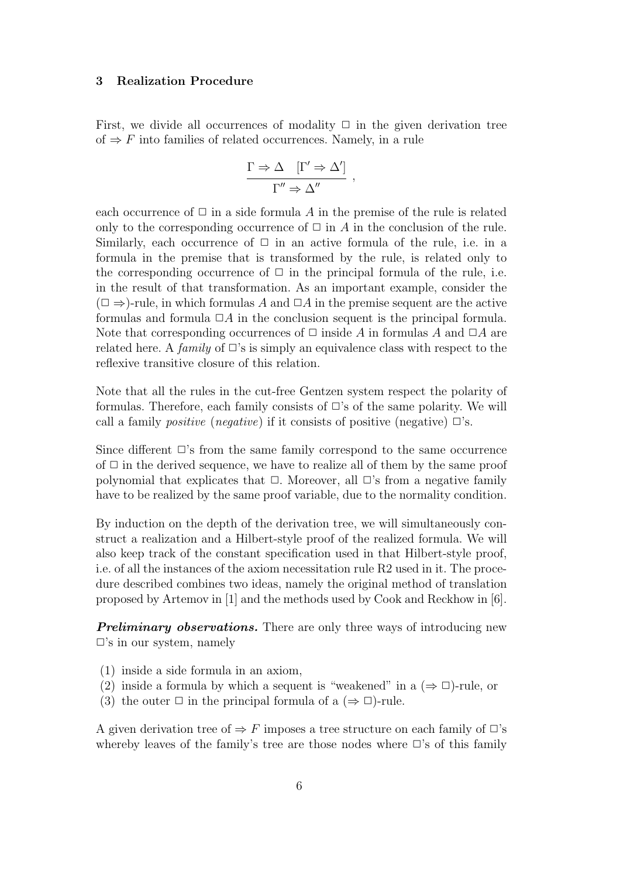## 3 Realization Procedure

First, we divide all occurrences of modality $\Box$ in the given derivation tree of $\Rightarrow F$ into families of related occurrences. Namely, in a rule

$$\frac{\Gamma \Rightarrow \Delta \quad [\Gamma' \Rightarrow \Delta']}{\Gamma'' \Rightarrow \Delta''} \ ,$$

each occurrence of $\Box$ in a side formula $A$ in the premise of the rule is related only to the corresponding occurrence of $\Box$ in $A$ in the conclusion of the rule. Similarly, each occurrence of $\Box$ in an active formula of the rule, i.e. in a formula in the premise that is transformed by the rule, is related only to the corresponding occurrence of $\Box$ in the principal formula of the rule, i.e. in the result of that transformation. As an important example, consider the $(\Box \Rightarrow)$-rule, in which formulas $A$ and $\Box A$ in the premise sequent are the active formulas and formula $\Box A$ in the conclusion sequent is the principal formula. Note that corresponding occurrences of $\Box$ inside $A$ in formulas $A$ and $\Box A$ are related here. A *family* of $\Box$'s is simply an equivalence class with respect to the reflexive transitive closure of this relation.

Note that all the rules in the cut-free Gentzen system respect the polarity of formulas. Therefore, each family consists of $\Box$'s of the same polarity. We will call a family *positive* (*negative*) if it consists of positive (negative) $\Box$'s.

Since different $\Box$'s from the same family correspond to the same occurrence of $\Box$ in the derived sequence, we have to realize all of them by the same proof polynomial that explicates that $\Box$. Moreover, all $\Box$'s from a negative family have to be realized by the same proof variable, due to the normality condition.

By induction on the depth of the derivation tree, we will simultaneously construct a realization and a Hilbert-style proof of the realized formula. We will also keep track of the constant specification used in that Hilbert-style proof, i.e. of all the instances of the axiom necessitation rule R2 used in it. The procedure described combines two ideas, namely the original method of translation proposed by Artemov in [1] and the methods used by Cook and Reckhow in [6].

***Preliminary observations.*** There are only three ways of introducing new $\Box$'s in our system, namely

(1) inside a side formula in an axiom,
(2) inside a formula by which a sequent is "weakened" in a $(\Rightarrow \Box)$-rule, or
(3) the outer $\Box$ in the principal formula of a $(\Rightarrow \Box)$-rule.

A given derivation tree of $\Rightarrow F$ imposes a tree structure on each family of $\Box$'s whereby leaves of the family's tree are those nodes where $\Box$'s of this family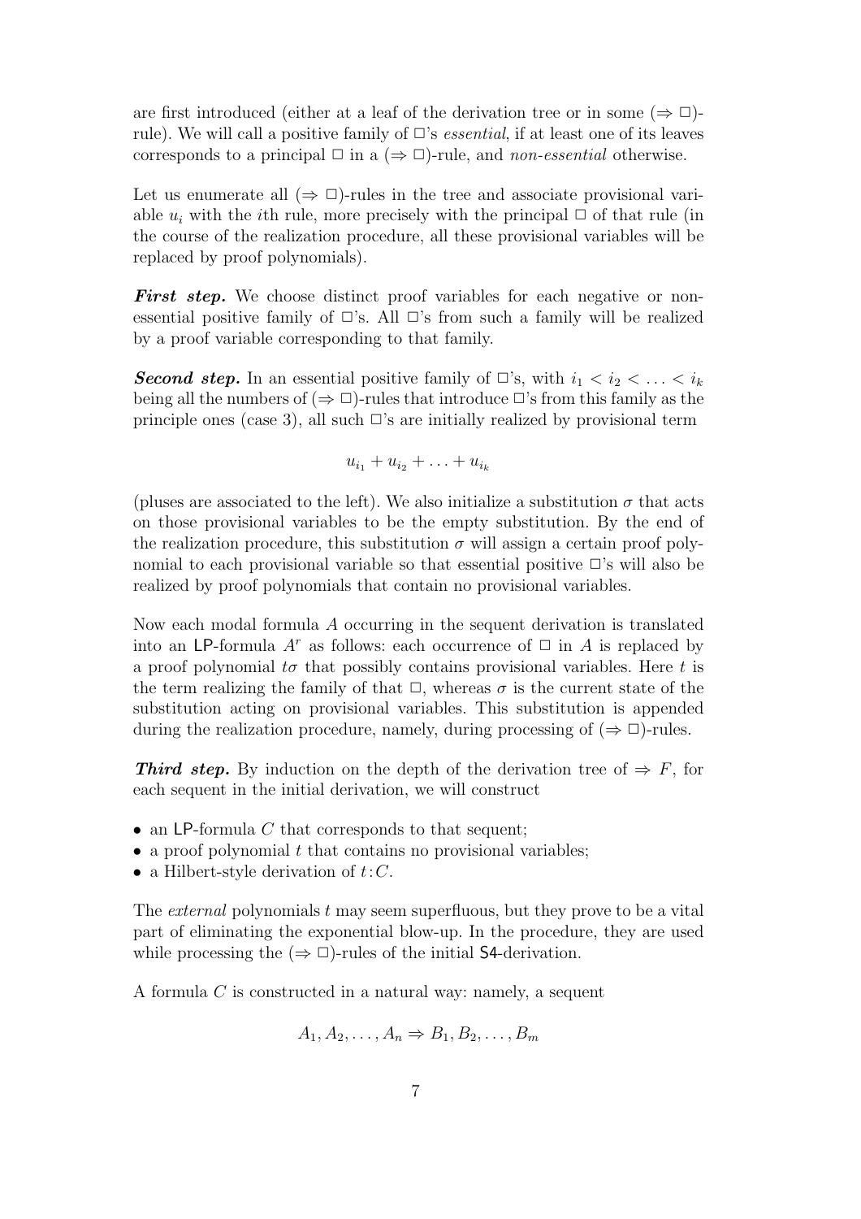are first introduced (either at a leaf of the derivation tree or in some $(\Rightarrow \Box)$-rule). We will call a positive family of $\Box$'s *essential*, if at least one of its leaves corresponds to a principal $\Box$ in a $(\Rightarrow \Box)$-rule, and *non-essential* otherwise.

Let us enumerate all $(\Rightarrow \Box)$-rules in the tree and associate provisional variable $u_i$ with the $i$th rule, more precisely with the principal $\Box$ of that rule (in the course of the realization procedure, all these provisional variables will be replaced by proof polynomials).

***First step.*** We choose distinct proof variables for each negative or non-essential positive family of $\Box$'s. All $\Box$'s from such a family will be realized by a proof variable corresponding to that family.

***Second step.*** In an essential positive family of $\Box$'s, with $i_1 < i_2 < \ldots < i_k$ being all the numbers of $(\Rightarrow \Box)$-rules that introduce $\Box$'s from this family as the principle ones (case 3), all such $\Box$'s are initially realized by provisional term

$$u_{i_1} + u_{i_2} + \ldots + u_{i_k}$$

(pluses are associated to the left). We also initialize a substitution $\sigma$ that acts on those provisional variables to be the empty substitution. By the end of the realization procedure, this substitution $\sigma$ will assign a certain proof polynomial to each provisional variable so that essential positive $\Box$'s will also be realized by proof polynomials that contain no provisional variables.

Now each modal formula $A$ occurring in the sequent derivation is translated into an LP-formula $A^r$ as follows: each occurrence of $\Box$ in $A$ is replaced by a proof polynomial $t\sigma$ that possibly contains provisional variables. Here $t$ is the term realizing the family of that $\Box$, whereas $\sigma$ is the current state of the substitution acting on provisional variables. This substitution is appended during the realization procedure, namely, during processing of $(\Rightarrow \Box)$-rules.

***Third step.*** By induction on the depth of the derivation tree of $\Rightarrow F$, for each sequent in the initial derivation, we will construct

- an LP-formula $C$ that corresponds to that sequent;
- a proof polynomial $t$ that contains no provisional variables;
- a Hilbert-style derivation of $t{:}C$.

The *external* polynomials $t$ may seem superfluous, but they prove to be a vital part of eliminating the exponential blow-up. In the procedure, they are used while processing the $(\Rightarrow \Box)$-rules of the initial S4-derivation.

A formula $C$ is constructed in a natural way: namely, a sequent

$$A_1, A_2, \ldots, A_n \Rightarrow B_1, B_2, \ldots, B_m$$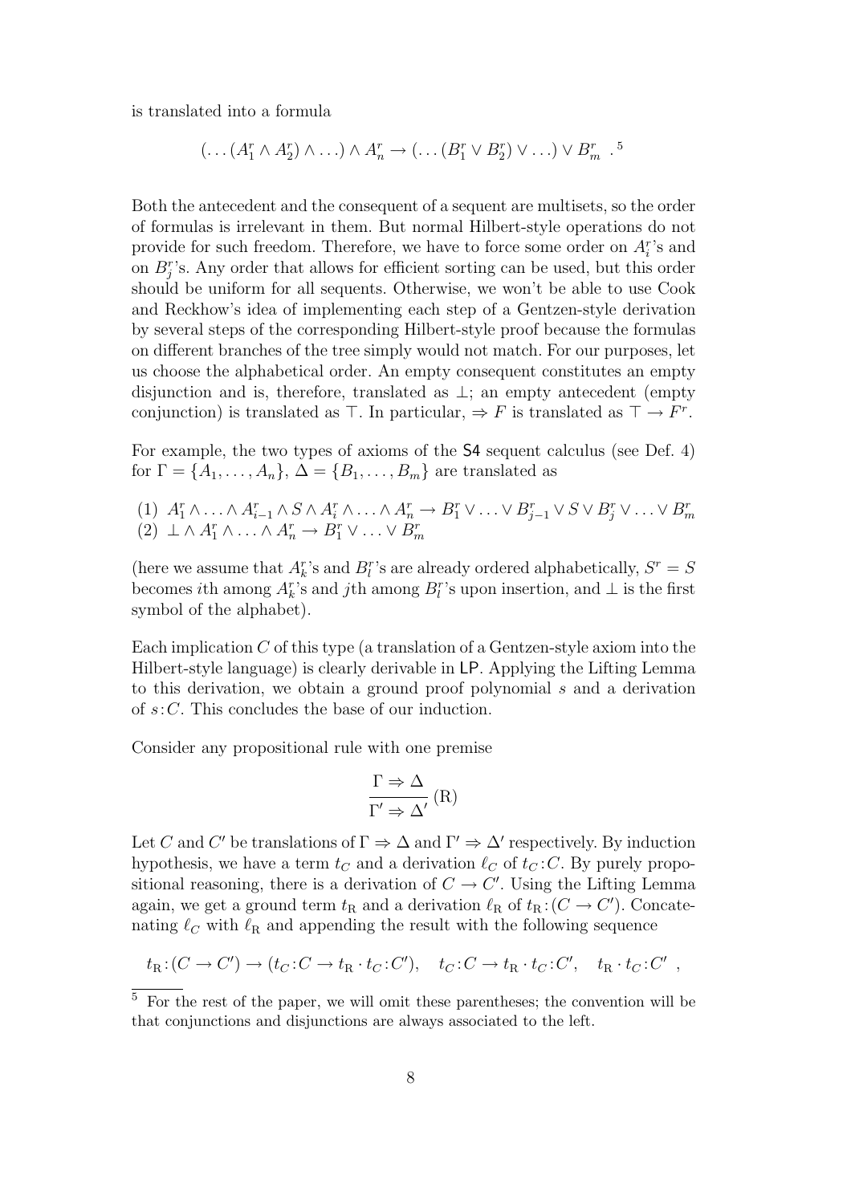is translated into a formula

$$(\ldots(A_1^r \wedge A_2^r) \wedge \ldots) \wedge A_n^r \rightarrow (\ldots(B_1^r \vee B_2^r) \vee \ldots) \vee B_m^r \ .^5$$

Both the antecedent and the consequent of a sequent are multisets, so the order of formulas is irrelevant in them. But normal Hilbert-style operations do not provide for such freedom. Therefore, we have to force some order on $A_i^r$'s and on $B_j^r$'s. Any order that allows for efficient sorting can be used, but this order should be uniform for all sequents. Otherwise, we won't be able to use Cook and Reckhow's idea of implementing each step of a Gentzen-style derivation by several steps of the corresponding Hilbert-style proof because the formulas on different branches of the tree simply would not match. For our purposes, let us choose the alphabetical order. An empty consequent constitutes an empty disjunction and is, therefore, translated as $\bot$; an empty antecedent (empty conjunction) is translated as $\top$. In particular, $\Rightarrow F$ is translated as $\top \rightarrow F^r$.

For example, the two types of axioms of the S4 sequent calculus (see Def. 4) for $\Gamma = \{A_1, \ldots, A_n\}$, $\Delta = \{B_1, \ldots, B_m\}$ are translated as

(1) $A_1^r \wedge \ldots \wedge A_{i-1}^r \wedge S \wedge A_i^r \wedge \ldots \wedge A_n^r \rightarrow B_1^r \vee \ldots \vee B_{j-1}^r \vee S \vee B_j^r \vee \ldots \vee B_m^r$
(2) $\bot \wedge A_1^r \wedge \ldots \wedge A_n^r \rightarrow B_1^r \vee \ldots \vee B_m^r$

(here we assume that $A_k^r$'s and $B_l^r$'s are already ordered alphabetically, $S^r = S$ becomes $i$th among $A_k^r$'s and $j$th among $B_l^r$'s upon insertion, and $\bot$ is the first symbol of the alphabet).

Each implication $C$ of this type (a translation of a Gentzen-style axiom into the Hilbert-style language) is clearly derivable in LP. Applying the Lifting Lemma to this derivation, we obtain a ground proof polynomial $s$ and a derivation of $s\!:\!C$. This concludes the base of our induction.

Consider any propositional rule with one premise

$$\frac{\Gamma \Rightarrow \Delta}{\Gamma' \Rightarrow \Delta'}\,(\mathrm{R})$$

Let $C$ and $C'$ be translations of $\Gamma \Rightarrow \Delta$ and $\Gamma' \Rightarrow \Delta'$ respectively. By induction hypothesis, we have a term $t_C$ and a derivation $\ell_C$ of $t_C\!:\!C$. By purely propositional reasoning, there is a derivation of $C \rightarrow C'$. Using the Lifting Lemma again, we get a ground term $t_{\mathrm{R}}$ and a derivation $\ell_{\mathrm{R}}$ of $t_{\mathrm{R}}\!:\!(C \rightarrow C')$. Concatenating $\ell_C$ with $\ell_{\mathrm{R}}$ and appending the result with the following sequence

$$t_{\mathrm{R}}\!:\!(C \rightarrow C') \rightarrow (t_C\!:\!C \rightarrow t_{\mathrm{R}} \cdot t_C\!:\!C'), \quad t_C\!:\!C \rightarrow t_{\mathrm{R}} \cdot t_C\!:\!C', \quad t_{\mathrm{R}} \cdot t_C\!:\!C' \ ,$$

[5] For the rest of the paper, we will omit these parentheses; the convention will be that conjunctions and disjunctions are always associated to the left.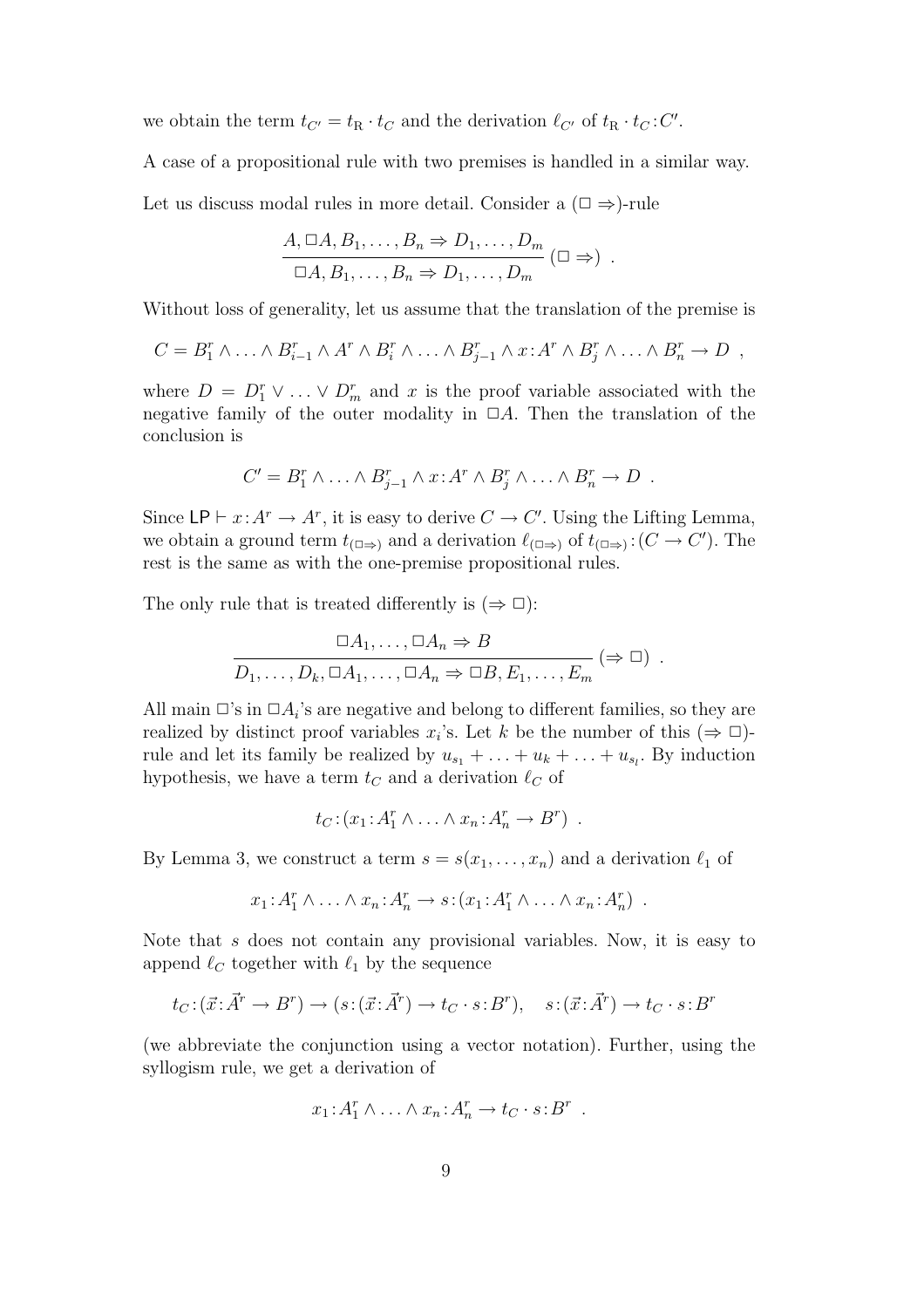we obtain the term $t_{C'} = t_{\mathrm{R}} \cdot t_C$ and the derivation $\ell_{C'}$ of $t_{\mathrm{R}} \cdot t_C : C'$.

A case of a propositional rule with two premises is handled in a similar way.

Let us discuss modal rules in more detail. Consider a $(\Box \Rightarrow)$-rule

$$\frac{A, \Box A, B_1, \ldots, B_n \Rightarrow D_1, \ldots, D_m}{\Box A, B_1, \ldots, B_n \Rightarrow D_1, \ldots, D_m} \; (\Box \Rightarrow) \enspace .$$

Without loss of generality, let us assume that the translation of the premise is

$$C = B_1^r \wedge \ldots \wedge B_{i-1}^r \wedge A^r \wedge B_i^r \wedge \ldots \wedge B_{j-1}^r \wedge x{:}A^r \wedge B_j^r \wedge \ldots \wedge B_n^r \rightarrow D \enspace ,$$

where $D = D_1^r \vee \ldots \vee D_m^r$ and $x$ is the proof variable associated with the negative family of the outer modality in $\Box A$. Then the translation of the conclusion is

$$C' = B_1^r \wedge \ldots \wedge B_{j-1}^r \wedge x{:}A^r \wedge B_j^r \wedge \ldots \wedge B_n^r \rightarrow D \enspace .$$

Since $\mathsf{LP} \vdash x{:}A^r \rightarrow A^r$, it is easy to derive $C \rightarrow C'$. Using the Lifting Lemma, we obtain a ground term $t_{(\Box\Rightarrow)}$ and a derivation $\ell_{(\Box\Rightarrow)}$ of $t_{(\Box\Rightarrow)}{:}(C \rightarrow C')$. The rest is the same as with the one-premise propositional rules.

The only rule that is treated differently is $(\Rightarrow \Box)$:

$$\frac{\Box A_1, \ldots, \Box A_n \Rightarrow B}{D_1, \ldots, D_k, \Box A_1, \ldots, \Box A_n \Rightarrow \Box B, E_1, \ldots, E_m} \; (\Rightarrow \Box) \enspace .$$

All main $\Box$'s in $\Box A_i$'s are negative and belong to different families, so they are realized by distinct proof variables $x_i$'s. Let $k$ be the number of this $(\Rightarrow \Box)$-rule and let its family be realized by $u_{s_1} + \ldots + u_k + \ldots + u_{s_l}$. By induction hypothesis, we have a term $t_C$ and a derivation $\ell_C$ of

$$t_C{:}(x_1{:}A_1^r \wedge \ldots \wedge x_n{:}A_n^r \rightarrow B^r) \enspace .$$

By Lemma 3, we construct a term $s = s(x_1, \ldots, x_n)$ and a derivation $\ell_1$ of

$$x_1{:}A_1^r \wedge \ldots \wedge x_n{:}A_n^r \rightarrow s{:}(x_1{:}A_1^r \wedge \ldots \wedge x_n{:}A_n^r) \enspace .$$

Note that $s$ does not contain any provisional variables. Now, it is easy to append $\ell_C$ together with $\ell_1$ by the sequence

$$t_C{:}(\vec{x}{:}\vec{A}^r \rightarrow B^r) \rightarrow (s{:}(\vec{x}{:}\vec{A}^r) \rightarrow t_C \cdot s{:}B^r), \quad s{:}(\vec{x}{:}\vec{A}^r) \rightarrow t_C \cdot s{:}B^r$$

(we abbreviate the conjunction using a vector notation). Further, using the syllogism rule, we get a derivation of

$$x_1{:}A_1^r \wedge \ldots \wedge x_n{:}A_n^r \rightarrow t_C \cdot s{:}B^r \enspace .$$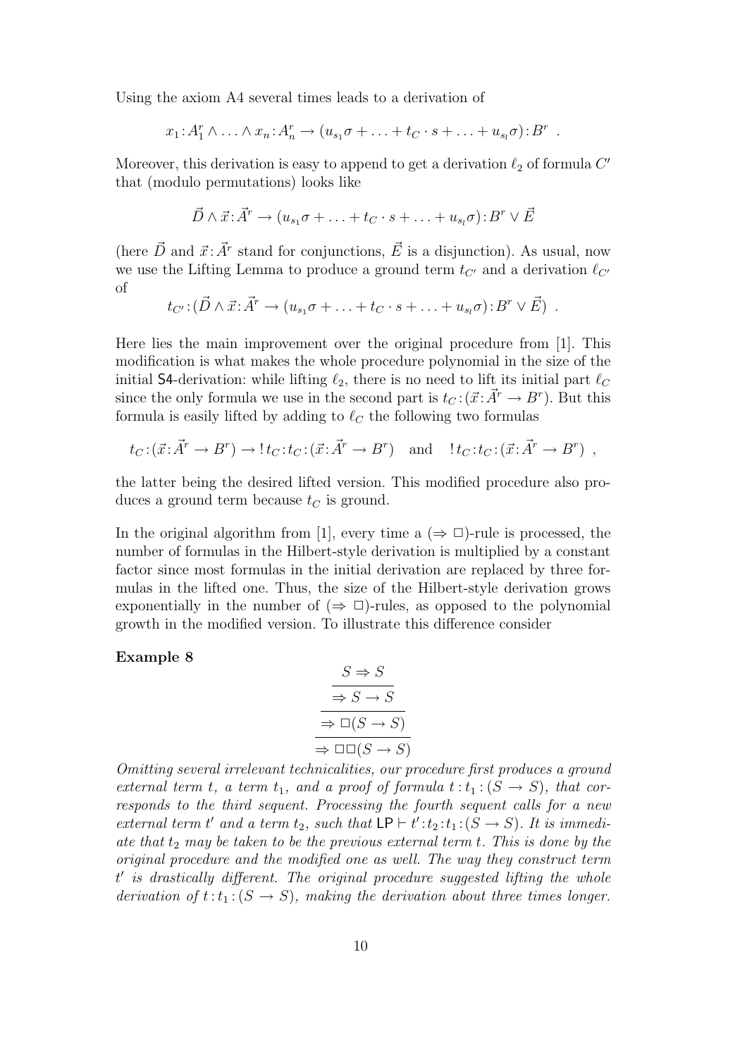Using the axiom A4 several times leads to a derivation of

$$x_1\!:\!A_1^r \wedge \ldots \wedge x_n\!:\!A_n^r \rightarrow (u_{s_1}\sigma + \ldots + t_C \cdot s + \ldots + u_{s_l}\sigma)\!:\!B^r \ .$$

Moreover, this derivation is easy to append to get a derivation $\ell_2$ of formula $C'$ that (modulo permutations) looks like

$$\vec{D} \wedge \vec{x}\!:\!\vec{A^r} \rightarrow (u_{s_1}\sigma + \ldots + t_C \cdot s + \ldots + u_{s_l}\sigma)\!:\!B^r \vee \vec{E}$$

(here $\vec{D}$ and $\vec{x}\!:\!\vec{A^r}$ stand for conjunctions, $\vec{E}$ is a disjunction). As usual, now we use the Lifting Lemma to produce a ground term $t_{C'}$ and a derivation $\ell_{C'}$ of

$$t_{C'}\!:\!(\vec{D} \wedge \vec{x}\!:\!\vec{A^r} \rightarrow (u_{s_1}\sigma + \ldots + t_C \cdot s + \ldots + u_{s_l}\sigma)\!:\!B^r \vee \vec{E}) \ .$$

Here lies the main improvement over the original procedure from [1]. This modification is what makes the whole procedure polynomial in the size of the initial $\mathsf{S4}$-derivation: while lifting $\ell_2$, there is no need to lift its initial part $\ell_C$ since the only formula we use in the second part is $t_C\!:\!(\vec{x}\!:\!\vec{A^r} \rightarrow B^r)$. But this formula is easily lifted by adding to $\ell_C$ the following two formulas

$$t_C\!:\!(\vec{x}\!:\!\vec{A^r} \rightarrow B^r) \rightarrow !\,t_C\!:\!t_C\!:\!(\vec{x}\!:\!\vec{A^r} \rightarrow B^r) \quad \text{and} \quad !\,t_C\!:\!t_C\!:\!(\vec{x}\!:\!\vec{A^r} \rightarrow B^r) \ ,$$

the latter being the desired lifted version. This modified procedure also produces a ground term because $t_C$ is ground.

In the original algorithm from [1], every time a $(\Rightarrow \Box)$-rule is processed, the number of formulas in the Hilbert-style derivation is multiplied by a constant factor since most formulas in the initial derivation are replaced by three formulas in the lifted one. Thus, the size of the Hilbert-style derivation grows exponentially in the number of $(\Rightarrow \Box)$-rules, as opposed to the polynomial growth in the modified version. To illustrate this difference consider

**Example 8**

$$\dfrac{\dfrac{\dfrac{S \Rightarrow S}{\Rightarrow S \rightarrow S}}{\Rightarrow \Box(S \rightarrow S)}}{\Rightarrow \Box\Box(S \rightarrow S)}$$

*Omitting several irrelevant technicalities, our procedure first produces a ground external term $t$, a term $t_1$, and a proof of formula $t\!:\!t_1\!:\!(S \rightarrow S)$, that corresponds to the third sequent. Processing the fourth sequent calls for a new external term $t'$ and a term $t_2$, such that $\mathsf{LP} \vdash t'\!:\!t_2\!:\!t_1\!:\!(S \rightarrow S)$. It is immediate that $t_2$ may be taken to be the previous external term $t$. This is done by the original procedure and the modified one as well. The way they construct term $t'$ is drastically different. The original procedure suggested lifting the whole derivation of $t\!:\!t_1\!:\!(S \rightarrow S)$, making the derivation about three times longer.*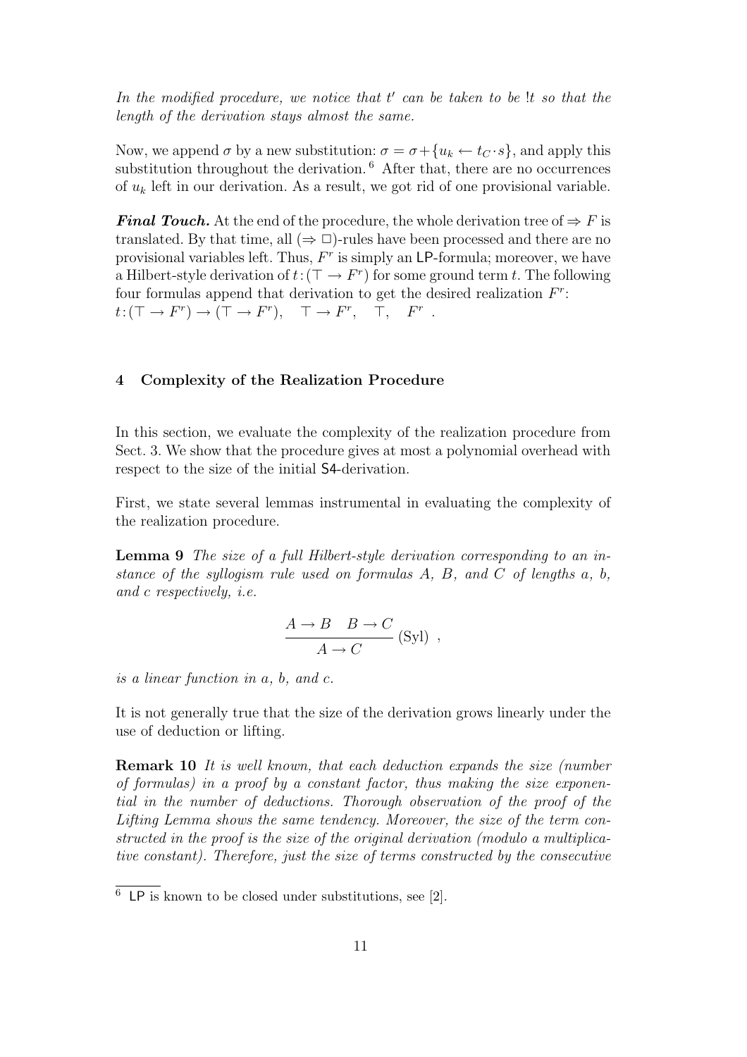*In the modified procedure, we notice that $t'$ can be taken to be $!t$ so that the length of the derivation stays almost the same.*

Now, we append $\sigma$ by a new substitution: $\sigma = \sigma + \{u_k \leftarrow t_C \cdot s\}$, and apply this substitution throughout the derivation. [6] After that, there are no occurrences of $u_k$ left in our derivation. As a result, we got rid of one provisional variable.

***Final Touch.*** At the end of the procedure, the whole derivation tree of $\Rightarrow F$ is translated. By that time, all $(\Rightarrow \Box)$-rules have been processed and there are no provisional variables left. Thus, $F^r$ is simply an LP-formula; moreover, we have a Hilbert-style derivation of $t{:}(\top \to F^r)$ for some ground term $t$. The following four formulas append that derivation to get the desired realization $F^r$:
$t{:}(\top \to F^r) \to (\top \to F^r), \quad \top \to F^r, \quad \top, \quad F^r$ .

## 4 Complexity of the Realization Procedure

In this section, we evaluate the complexity of the realization procedure from Sect. 3. We show that the procedure gives at most a polynomial overhead with respect to the size of the initial S4-derivation.

First, we state several lemmas instrumental in evaluating the complexity of the realization procedure.

**Lemma 9** *The size of a full Hilbert-style derivation corresponding to an instance of the syllogism rule used on formulas $A$, $B$, and $C$ of lengths $a$, $b$, and $c$ respectively, i.e.*

$$\frac{A \to B \quad B \to C}{A \to C}\ (\text{Syl})\ ,$$

*is a linear function in $a$, $b$, and $c$.*

It is not generally true that the size of the derivation grows linearly under the use of deduction or lifting.

**Remark 10** *It is well known, that each deduction expands the size (number of formulas) in a proof by a constant factor, thus making the size exponential in the number of deductions. Thorough observation of the proof of the Lifting Lemma shows the same tendency. Moreover, the size of the term constructed in the proof is the size of the original derivation (modulo a multiplicative constant). Therefore, just the size of terms constructed by the consecutive*

[6] LP is known to be closed under substitutions, see [2].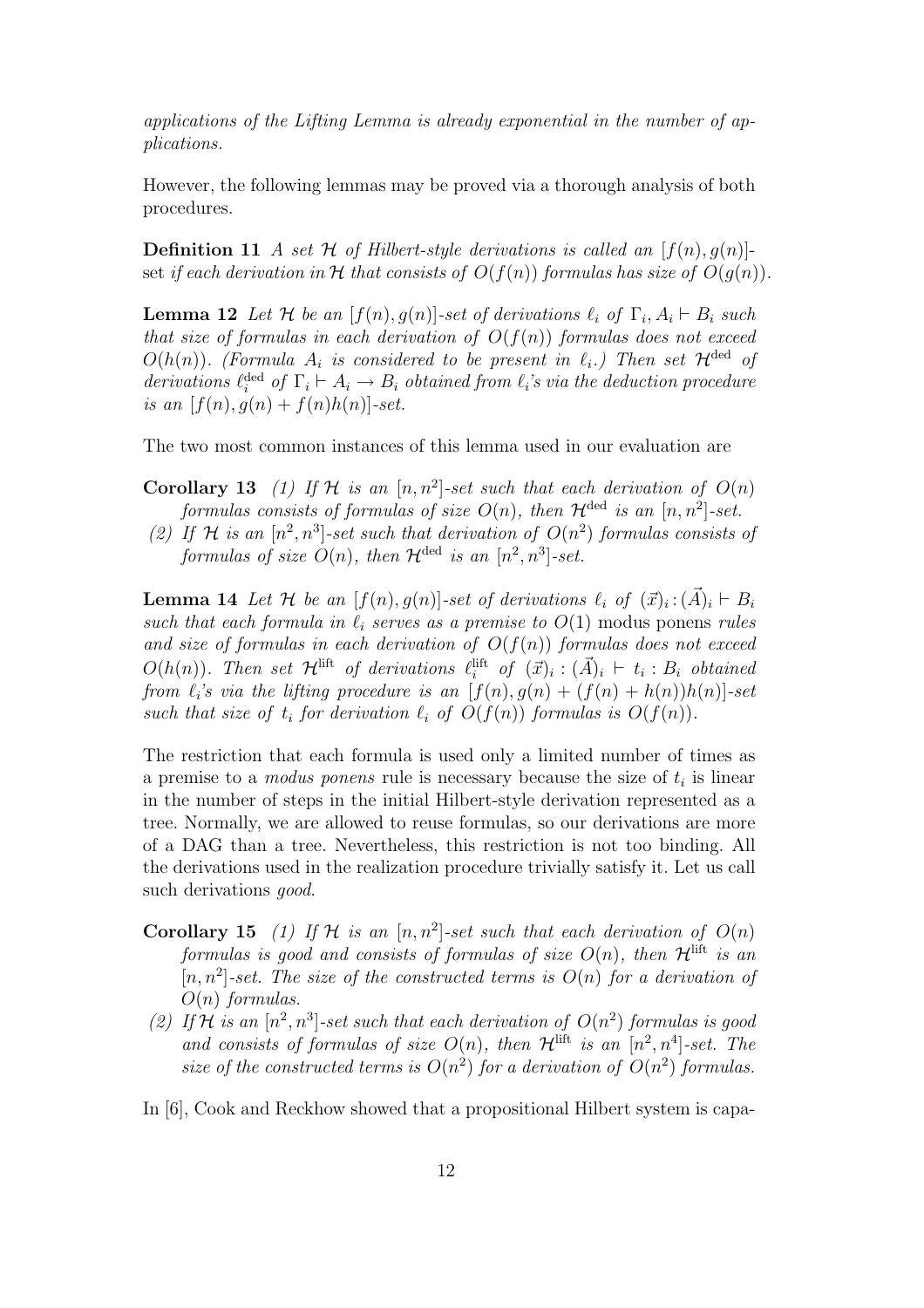*applications of the Lifting Lemma is already exponential in the number of applications.*

However, the following lemmas may be proved via a thorough analysis of both procedures.

**Definition 11** *A set $\mathcal{H}$ of Hilbert-style derivations is called an $[f(n), g(n)]$-set if each derivation in $\mathcal{H}$ that consists of $O(f(n))$ formulas has size of $O(g(n))$.*

**Lemma 12** *Let $\mathcal{H}$ be an $[f(n), g(n)]$-set of derivations $\ell_i$ of $\Gamma_i, A_i \vdash B_i$ such that size of formulas in each derivation of $O(f(n))$ formulas does not exceed $O(h(n))$. (Formula $A_i$ is considered to be present in $\ell_i$.) Then set $\mathcal{H}^{\text{ded}}$ of derivations $\ell_i^{\text{ded}}$ of $\Gamma_i \vdash A_i \rightarrow B_i$ obtained from $\ell_i$'s via the deduction procedure is an $[f(n), g(n) + f(n)h(n)]$-set.*

The two most common instances of this lemma used in our evaluation are

**Corollary 13** *(1) If $\mathcal{H}$ is an $[n, n^2]$-set such that each derivation of $O(n)$ formulas consists of formulas of size $O(n)$, then $\mathcal{H}^{\text{ded}}$ is an $[n, n^2]$-set.*

*(2) If $\mathcal{H}$ is an $[n^2, n^3]$-set such that derivation of $O(n^2)$ formulas consists of formulas of size $O(n)$, then $\mathcal{H}^{\text{ded}}$ is an $[n^2, n^3]$-set.*

**Lemma 14** *Let $\mathcal{H}$ be an $[f(n), g(n)]$-set of derivations $\ell_i$ of $(\vec{x})_i : (\vec{A})_i \vdash B_i$ such that each formula in $\ell_i$ serves as a premise to $O(1)$* modus ponens *rules and size of formulas in each derivation of $O(f(n))$ formulas does not exceed $O(h(n))$. Then set $\mathcal{H}^{\text{lift}}$ of derivations $\ell_i^{\text{lift}}$ of $(\vec{x})_i : (\vec{A})_i \vdash t_i : B_i$ obtained from $\ell_i$'s via the lifting procedure is an $[f(n), g(n) + (f(n) + h(n))h(n)]$-set such that size of $t_i$ for derivation $\ell_i$ of $O(f(n))$ formulas is $O(f(n))$.*

The restriction that each formula is used only a limited number of times as a premise to a *modus ponens* rule is necessary because the size of $t_i$ is linear in the number of steps in the initial Hilbert-style derivation represented as a tree. Normally, we are allowed to reuse formulas, so our derivations are more of a DAG than a tree. Nevertheless, this restriction is not too binding. All the derivations used in the realization procedure trivially satisfy it. Let us call such derivations *good*.

**Corollary 15** *(1) If $\mathcal{H}$ is an $[n, n^2]$-set such that each derivation of $O(n)$ formulas is good and consists of formulas of size $O(n)$, then $\mathcal{H}^{\text{lift}}$ is an $[n, n^2]$-set. The size of the constructed terms is $O(n)$ for a derivation of $O(n)$ formulas.*

*(2) If $\mathcal{H}$ is an $[n^2, n^3]$-set such that each derivation of $O(n^2)$ formulas is good and consists of formulas of size $O(n)$, then $\mathcal{H}^{\text{lift}}$ is an $[n^2, n^4]$-set. The size of the constructed terms is $O(n^2)$ for a derivation of $O(n^2)$ formulas.*

In [6], Cook and Reckhow showed that a propositional Hilbert system is capa-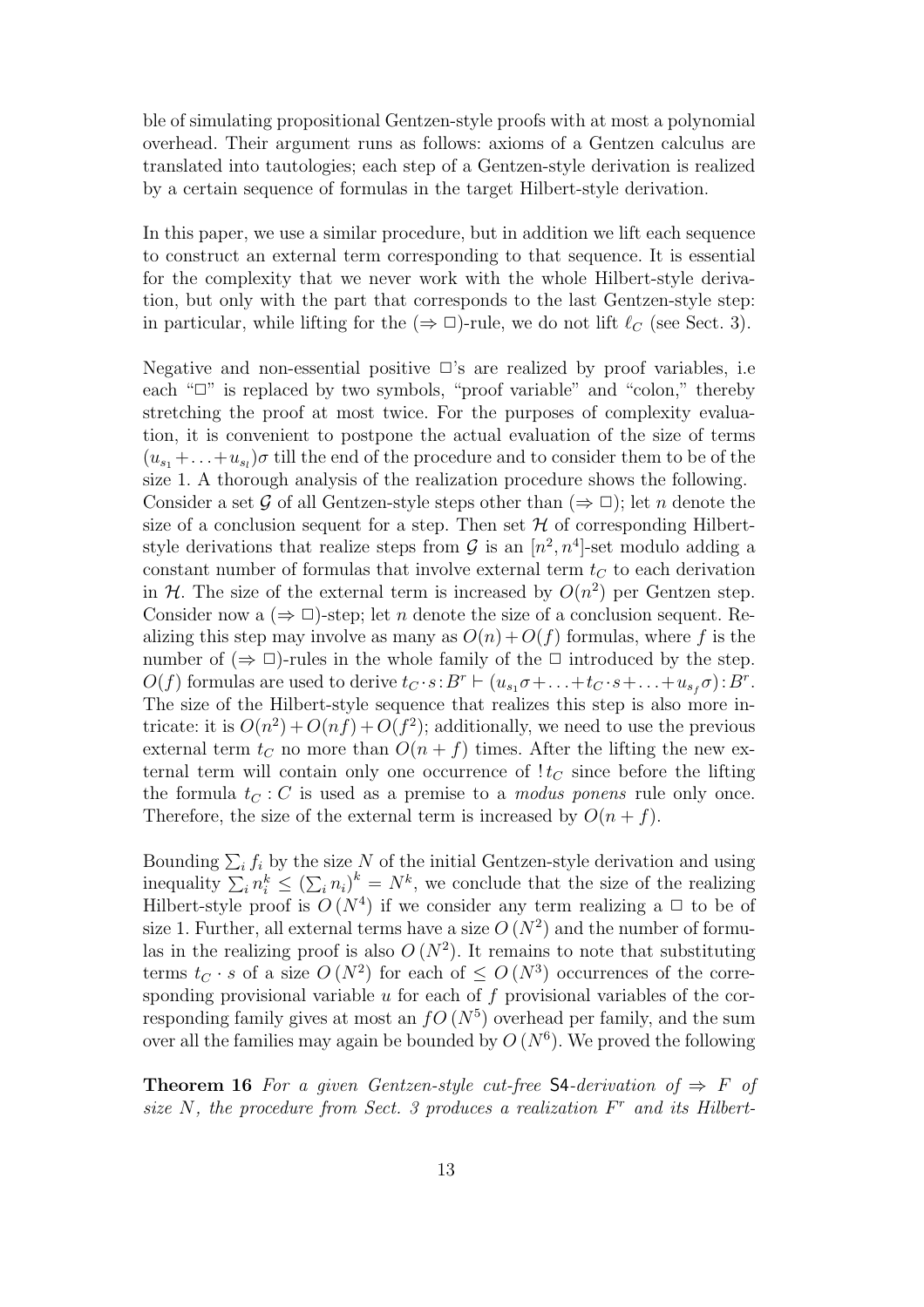ble of simulating propositional Gentzen-style proofs with at most a polynomial overhead. Their argument runs as follows: axioms of a Gentzen calculus are translated into tautologies; each step of a Gentzen-style derivation is realized by a certain sequence of formulas in the target Hilbert-style derivation.

In this paper, we use a similar procedure, but in addition we lift each sequence to construct an external term corresponding to that sequence. It is essential for the complexity that we never work with the whole Hilbert-style derivation, but only with the part that corresponds to the last Gentzen-style step: in particular, while lifting for the $(\Rightarrow \Box)$-rule, we do not lift $\ell_C$ (see Sect. 3).

Negative and non-essential positive $\Box$'s are realized by proof variables, i.e each "$\Box$" is replaced by two symbols, "proof variable" and "colon," thereby stretching the proof at most twice. For the purposes of complexity evaluation, it is convenient to postpone the actual evaluation of the size of terms $(u_{s_1} + \ldots + u_{s_l})\sigma$ till the end of the procedure and to consider them to be of the size 1. A thorough analysis of the realization procedure shows the following. Consider a set $\mathcal{G}$ of all Gentzen-style steps other than $(\Rightarrow \Box)$; let $n$ denote the size of a conclusion sequent for a step. Then set $\mathcal{H}$ of corresponding Hilbert-style derivations that realize steps from $\mathcal{G}$ is an $[n^2, n^4]$-set modulo adding a constant number of formulas that involve external term $t_C$ to each derivation in $\mathcal{H}$. The size of the external term is increased by $O(n^2)$ per Gentzen step. Consider now a $(\Rightarrow \Box)$-step; let $n$ denote the size of a conclusion sequent. Realizing this step may involve as many as $O(n) + O(f)$ formulas, where $f$ is the number of $(\Rightarrow \Box)$-rules in the whole family of the $\Box$ introduced by the step. $O(f)$ formulas are used to derive $t_C \cdot s : B^r \vdash (u_{s_1}\sigma + \ldots + t_C \cdot s + \ldots + u_{s_f}\sigma) : B^r$. The size of the Hilbert-style sequence that realizes this step is also more intricate: it is $O(n^2) + O(nf) + O(f^2)$; additionally, we need to use the previous external term $t_C$ no more than $O(n + f)$ times. After the lifting the new external term will contain only one occurrence of $!\,t_C$ since before the lifting the formula $t_C : C$ is used as a premise to a *modus ponens* rule only once. Therefore, the size of the external term is increased by $O(n + f)$.

Bounding $\sum_i f_i$ by the size $N$ of the initial Gentzen-style derivation and using inequality $\sum_i n_i^k \leq \left(\sum_i n_i\right)^k = N^k$, we conclude that the size of the realizing Hilbert-style proof is $O\left(N^4\right)$ if we consider any term realizing a $\Box$ to be of size 1. Further, all external terms have a size $O\left(N^2\right)$ and the number of formulas in the realizing proof is also $O\left(N^2\right)$. It remains to note that substituting terms $t_C \cdot s$ of a size $O\left(N^2\right)$ for each of $\leq O\left(N^3\right)$ occurrences of the corresponding provisional variable $u$ for each of $f$ provisional variables of the corresponding family gives at most an $fO\left(N^5\right)$ overhead per family, and the sum over all the families may again be bounded by $O\left(N^6\right)$. We proved the following

**Theorem 16** *For a given Gentzen-style cut-free* S4*-derivation of* $\Rightarrow F$ *of size* $N$*, the procedure from Sect. 3 produces a realization* $F^r$ *and its Hilbert-*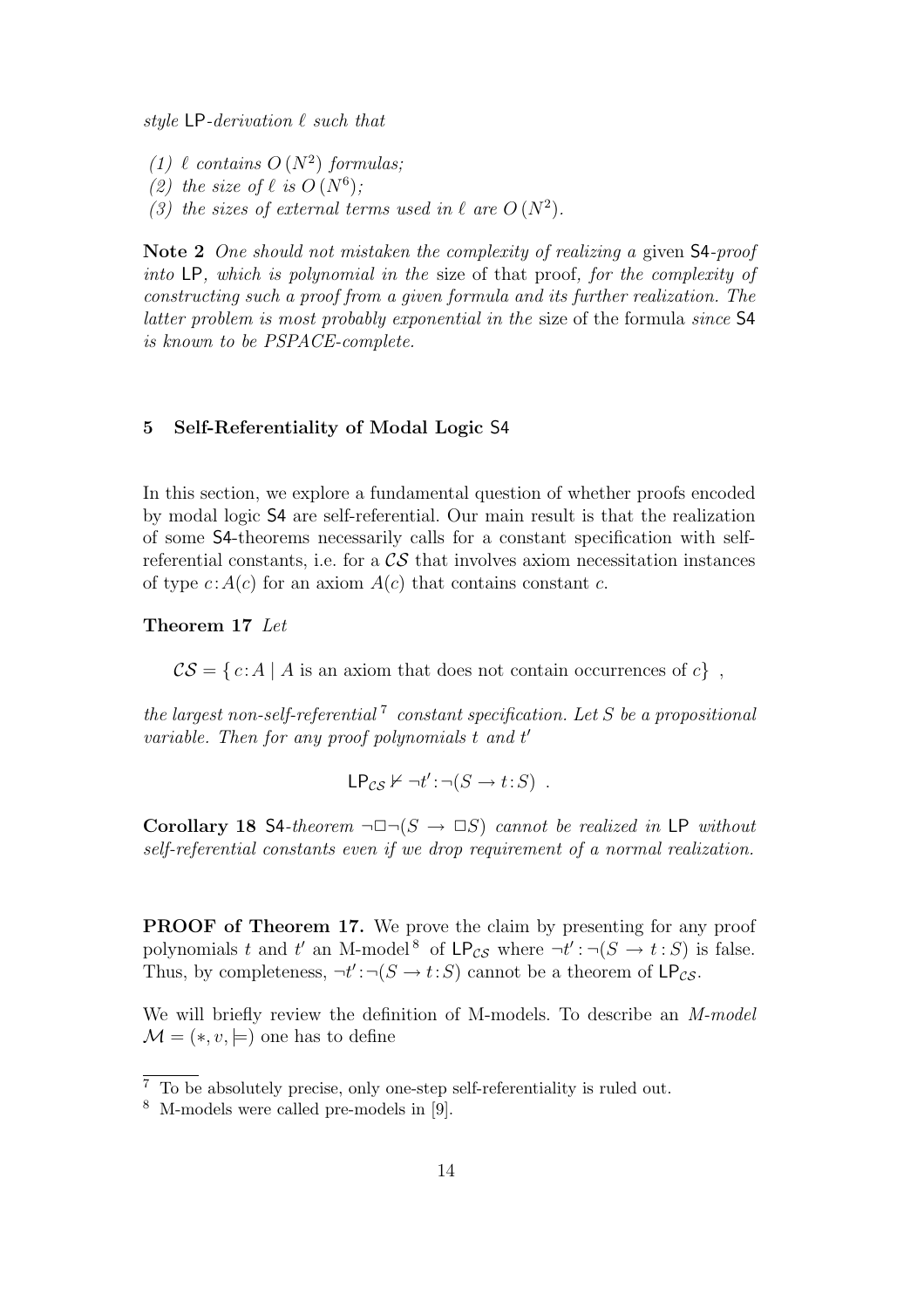*style* LP*-derivation* $\ell$ *such that*

*(1)* $\ell$ *contains* $O(N^2)$ *formulas;*
*(2) the size of* $\ell$ *is* $O(N^6)$*;*
*(3) the sizes of external terms used in* $\ell$ *are* $O(N^2)$*.*

**Note 2** *One should not mistaken the complexity of realizing a* given S4*-proof into* LP*, which is polynomial in the* size of that proof*, for the complexity of constructing such a proof from a given formula and its further realization. The latter problem is most probably exponential in the* size of the formula *since* S4 *is known to be PSPACE-complete.*

## 5 Self-Referentiality of Modal Logic S4

In this section, we explore a fundamental question of whether proofs encoded by modal logic S4 are self-referential. Our main result is that the realization of some S4-theorems necessarily calls for a constant specification with self-referential constants, i.e. for a $\mathcal{CS}$ that involves axiom necessitation instances of type $c\colon A(c)$ for an axiom $A(c)$ that contains constant $c$.

**Theorem 17** *Let*

$$\mathcal{CS} = \{\, c\colon A \mid A \text{ is an axiom that does not contain occurrences of } c \,\} \ ,$$

*the largest non-self-referential*[7] *constant specification. Let* $S$ *be a propositional variable. Then for any proof polynomials* $t$ *and* $t'$

$$\mathsf{LP}_{\mathcal{CS}} \nvdash \neg t'\colon\neg(S \to t\colon S) \ .$$

**Corollary 18** S4*-theorem* $\neg\Box\neg(S \to \Box S)$ *cannot be realized in* LP *without self-referential constants even if we drop requirement of a normal realization.*

**PROOF of Theorem 17.** We prove the claim by presenting for any proof polynomials $t$ and $t'$ an M-model[8] of $\mathsf{LP}_{\mathcal{CS}}$ where $\neg t'\colon\neg(S \to t\colon S)$ is false. Thus, by completeness, $\neg t'\colon\neg(S \to t\colon S)$ cannot be a theorem of $\mathsf{LP}_{\mathcal{CS}}$.

We will briefly review the definition of M-models. To describe an *M-model* $\mathcal{M} = (*, v, \models)$ one has to define

[7] To be absolutely precise, only one-step self-referentiality is ruled out.

[8] M-models were called pre-models in [9].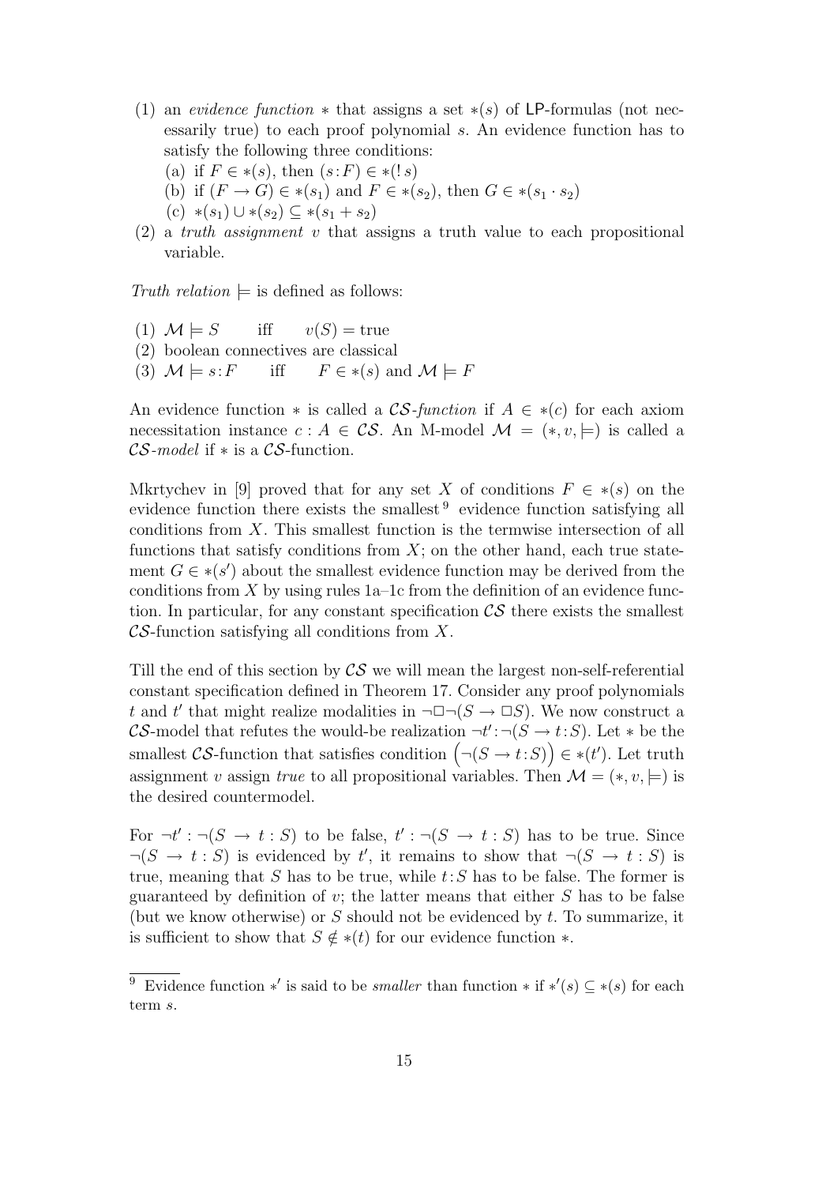(1) an *evidence function* $*$ that assigns a set $*(s)$ of LP-formulas (not necessarily true) to each proof polynomial $s$. An evidence function has to satisfy the following three conditions:
  (a) if $F \in *(s)$, then $(s{:}F) \in *(!\,s)$
  (b) if $(F \to G) \in *(s_1)$ and $F \in *(s_2)$, then $G \in *(s_1 \cdot s_2)$
  (c) $*(s_1) \cup *(s_2) \subseteq *(s_1 + s_2)$

(2) a *truth assignment* $v$ that assigns a truth value to each propositional variable.

*Truth relation* $\models$ is defined as follows:

(1) $\mathcal{M} \models S \quad$ iff $\quad v(S) = \text{true}$
(2) boolean connectives are classical
(3) $\mathcal{M} \models s{:}F \quad$ iff $\quad F \in *(s)$ and $\mathcal{M} \models F$

An evidence function $*$ is called a $\mathcal{CS}$*-function* if $A \in *(c)$ for each axiom necessitation instance $c : A \in \mathcal{CS}$. An M-model $\mathcal{M} = (*, v, \models)$ is called a $\mathcal{CS}$*-model* if $*$ is a $\mathcal{CS}$-function.

Mkrtychev in [9] proved that for any set $X$ of conditions $F \in *(s)$ on the evidence function there exists the smallest [9] evidence function satisfying all conditions from $X$. This smallest function is the termwise intersection of all functions that satisfy conditions from $X$; on the other hand, each true statement $G \in *(s')$ about the smallest evidence function may be derived from the conditions from $X$ by using rules 1a–1c from the definition of an evidence function. In particular, for any constant specification $\mathcal{CS}$ there exists the smallest $\mathcal{CS}$-function satisfying all conditions from $X$.

Till the end of this section by $\mathcal{CS}$ we will mean the largest non-self-referential constant specification defined in Theorem 17. Consider any proof polynomials $t$ and $t'$ that might realize modalities in $\neg\Box\neg(S \to \Box S)$. We now construct a $\mathcal{CS}$-model that refutes the would-be realization $\neg t'{:}\neg(S \to t{:}S)$. Let $*$ be the smallest $\mathcal{CS}$-function that satisfies condition $\bigl(\neg(S \to t{:}S)\bigr) \in *(t')$. Let truth assignment $v$ assign *true* to all propositional variables. Then $\mathcal{M} = (*, v, \models)$ is the desired countermodel.

For $\neg t' : \neg(S \to t : S)$ to be false, $t' : \neg(S \to t : S)$ has to be true. Since $\neg(S \to t : S)$ is evidenced by $t'$, it remains to show that $\neg(S \to t : S)$ is true, meaning that $S$ has to be true, while $t{:}S$ has to be false. The former is guaranteed by definition of $v$; the latter means that either $S$ has to be false (but we know otherwise) or $S$ should not be evidenced by $t$. To summarize, it is sufficient to show that $S \notin *(t)$ for our evidence function $*$.

---

[9] Evidence function $*'$ is said to be *smaller* than function $*$ if $*'(s) \subseteq *(s)$ for each term $s$.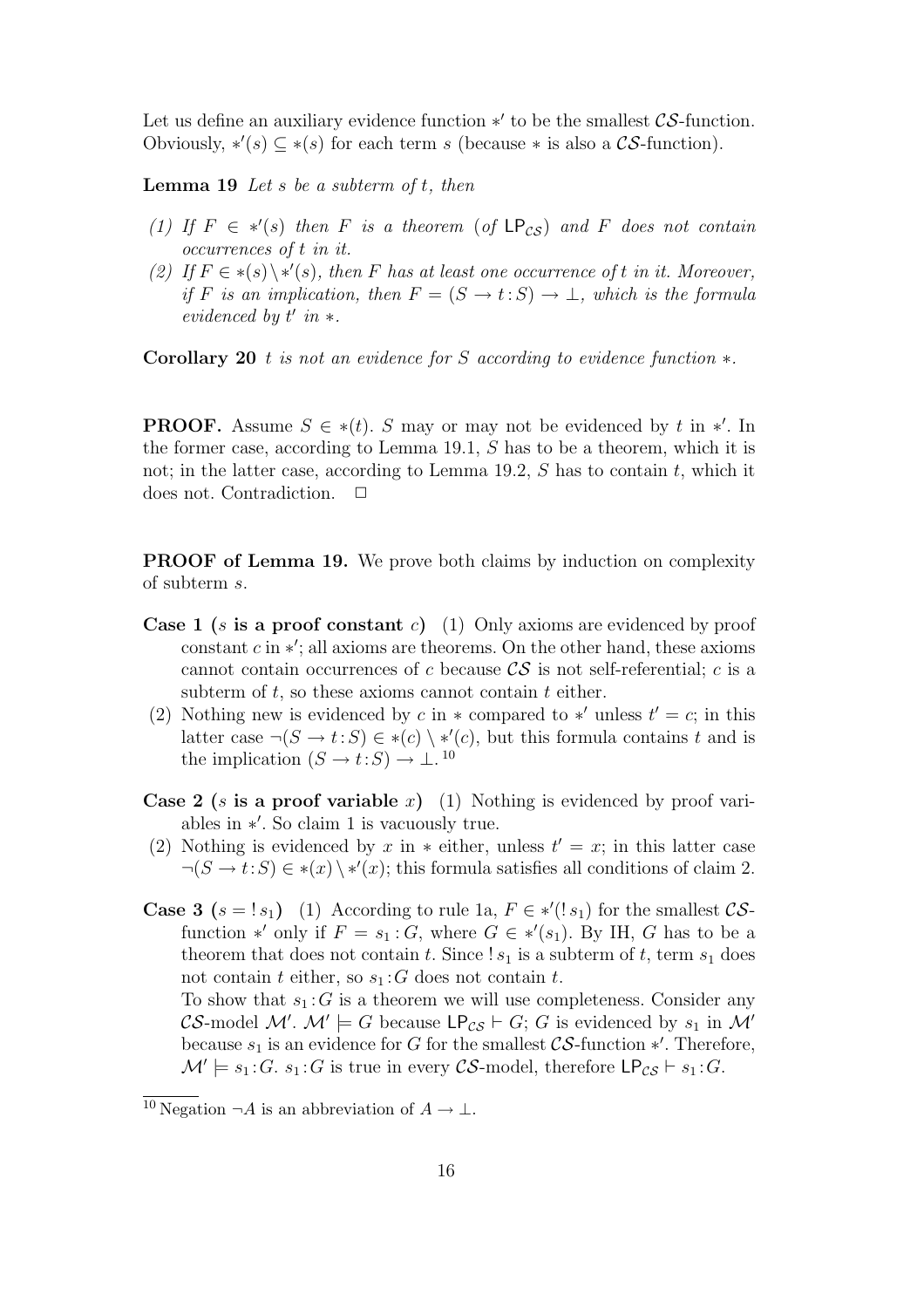Let us define an auxiliary evidence function $*'$ to be the smallest $\mathcal{CS}$-function. Obviously, $*'(s) \subseteq *(s)$ for each term $s$ (because $*$ is also a $\mathcal{CS}$-function).

**Lemma 19** *Let $s$ be a subterm of $t$, then*

*(1) If $F \in *'(s)$ then $F$ is a theorem (of $\mathsf{LP}_{\mathcal{CS}}$) and $F$ does not contain occurrences of $t$ in it.*

*(2) If $F \in *(s) \setminus *'(s)$, then $F$ has at least one occurrence of $t$ in it. Moreover, if $F$ is an implication, then $F = (S \to t\!:\!S) \to \bot$, which is the formula evidenced by $t'$ in $*$.*

**Corollary 20** *$t$ is not an evidence for $S$ according to evidence function $*$.*

**PROOF.** Assume $S \in *(t)$. $S$ may or may not be evidenced by $t$ in $*'$. In the former case, according to Lemma 19.1, $S$ has to be a theorem, which it is not; in the latter case, according to Lemma 19.2, $S$ has to contain $t$, which it does not. Contradiction. $\Box$

**PROOF of Lemma 19.** We prove both claims by induction on complexity of subterm $s$.

**Case 1 ($s$ is a proof constant $c$)** (1) Only axioms are evidenced by proof constant $c$ in $*'$; all axioms are theorems. On the other hand, these axioms cannot contain occurrences of $c$ because $\mathcal{CS}$ is not self-referential; $c$ is a subterm of $t$, so these axioms cannot contain $t$ either.

(2) Nothing new is evidenced by $c$ in $*$ compared to $*'$ unless $t' = c$; in this latter case $\neg(S \to t\!:\!S) \in *(c) \setminus *'(c)$, but this formula contains $t$ and is the implication $(S \to t\!:\!S) \to \bot$.[10]

**Case 2 ($s$ is a proof variable $x$)** (1) Nothing is evidenced by proof variables in $*'$. So claim 1 is vacuously true.

(2) Nothing is evidenced by $x$ in $*$ either, unless $t' = x$; in this latter case $\neg(S \to t\!:\!S) \in *(x) \setminus *'(x)$; this formula satisfies all conditions of claim 2.

**Case 3 ($s = !\,s_1$)** (1) According to rule 1a, $F \in *'(!\,s_1)$ for the smallest $\mathcal{CS}$-function $*'$ only if $F = s_1\!:\!G$, where $G \in *'(s_1)$. By IH, $G$ has to be a theorem that does not contain $t$. Since $!\,s_1$ is a subterm of $t$, term $s_1$ does not contain $t$ either, so $s_1\!:\!G$ does not contain $t$.

To show that $s_1\!:\!G$ is a theorem we will use completeness. Consider any $\mathcal{CS}$-model $\mathcal{M}'$. $\mathcal{M}' \models G$ because $\mathsf{LP}_{\mathcal{CS}} \vdash G$; $G$ is evidenced by $s_1$ in $\mathcal{M}'$ because $s_1$ is an evidence for $G$ for the smallest $\mathcal{CS}$-function $*'$. Therefore, $\mathcal{M}' \models s_1\!:\!G$. $s_1\!:\!G$ is true in every $\mathcal{CS}$-model, therefore $\mathsf{LP}_{\mathcal{CS}} \vdash s_1\!:\!G$.

[10] Negation $\neg A$ is an abbreviation of $A \to \bot$.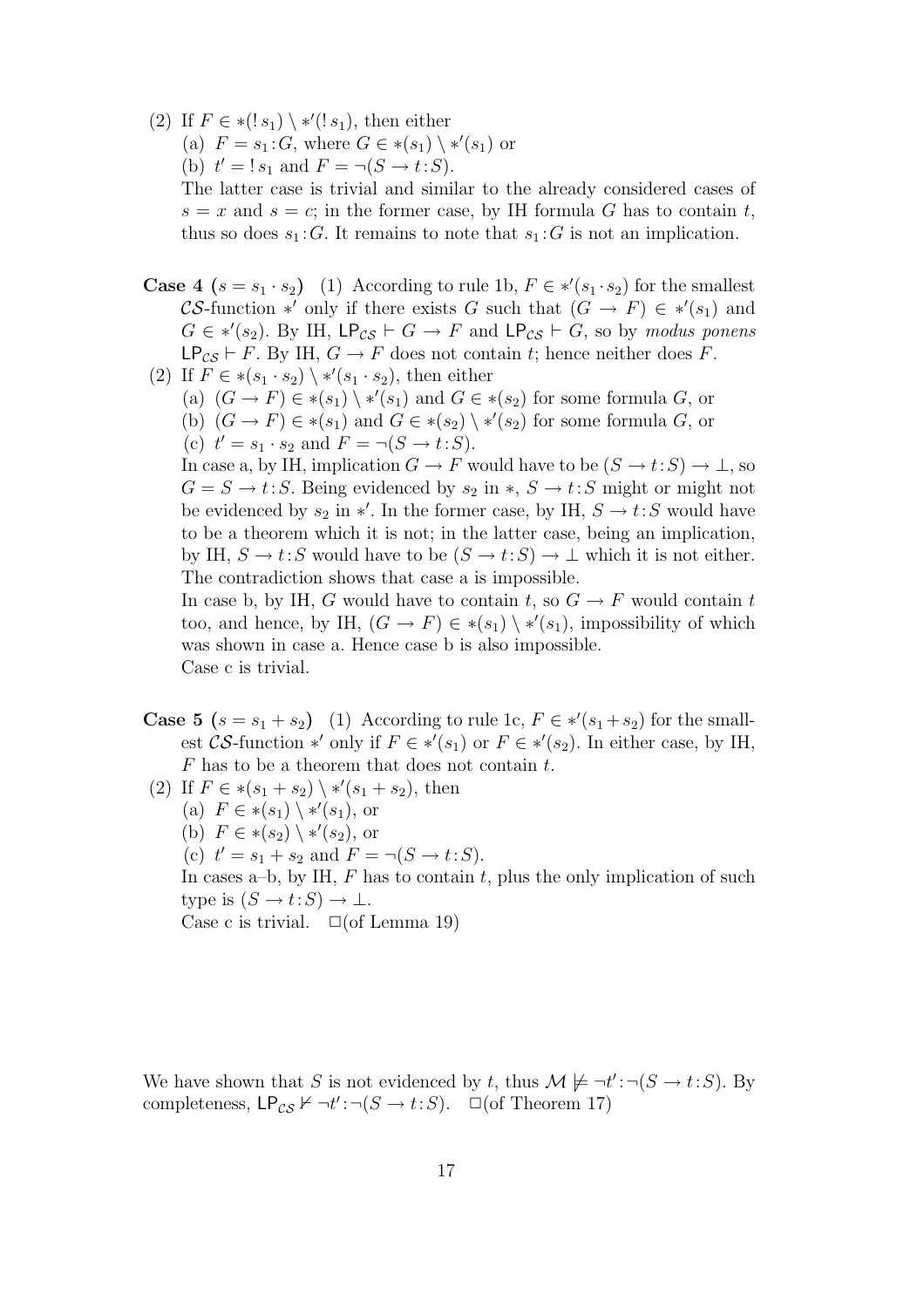(2) If $F \in *(!\,s_1) \setminus *'(!\,s_1)$, then either

   (a) $F = s_1 {:} G$, where $G \in *(s_1) \setminus *'(s_1)$ or

   (b) $t' = !\,s_1$ and $F = \neg(S \to t{:}S)$.

   The latter case is trivial and similar to the already considered cases of $s = x$ and $s = c$; in the former case, by IH formula $G$ has to contain $t$, thus so does $s_1 {:} G$. It remains to note that $s_1 {:} G$ is not an implication.

**Case 4 ($s = s_1 \cdot s_2$)** (1) According to rule 1b, $F \in *'(s_1 \cdot s_2)$ for the smallest $\mathcal{CS}$-function $*'$ only if there exists $G$ such that $(G \to F) \in *'(s_1)$ and $G \in *'(s_2)$. By IH, $\mathsf{LP}_{\mathcal{CS}} \vdash G \to F$ and $\mathsf{LP}_{\mathcal{CS}} \vdash G$, so by *modus ponens* $\mathsf{LP}_{\mathcal{CS}} \vdash F$. By IH, $G \to F$ does not contain $t$; hence neither does $F$.

(2) If $F \in *(s_1 \cdot s_2) \setminus *'(s_1 \cdot s_2)$, then either

   (a) $(G \to F) \in *(s_1) \setminus *'(s_1)$ and $G \in *(s_2)$ for some formula $G$, or

   (b) $(G \to F) \in *(s_1)$ and $G \in *(s_2) \setminus *'(s_2)$ for some formula $G$, or

   (c) $t' = s_1 \cdot s_2$ and $F = \neg(S \to t{:}S)$.

   In case a, by IH, implication $G \to F$ would have to be $(S \to t{:}S) \to \bot$, so $G = S \to t{:}S$. Being evidenced by $s_2$ in $*$, $S \to t{:}S$ might or might not be evidenced by $s_2$ in $*'$. In the former case, by IH, $S \to t{:}S$ would have to be a theorem which it is not; in the latter case, being an implication, by IH, $S \to t{:}S$ would have to be $(S \to t{:}S) \to \bot$ which it is not either. The contradiction shows that case a is impossible.

   In case b, by IH, $G$ would have to contain $t$, so $G \to F$ would contain $t$ too, and hence, by IH, $(G \to F) \in *(s_1) \setminus *'(s_1)$, impossibility of which was shown in case a. Hence case b is also impossible.

   Case c is trivial.

**Case 5 ($s = s_1 + s_2$)** (1) According to rule 1c, $F \in *'(s_1 + s_2)$ for the smallest $\mathcal{CS}$-function $*'$ only if $F \in *'(s_1)$ or $F \in *'(s_2)$. In either case, by IH, $F$ has to be a theorem that does not contain $t$.

(2) If $F \in *(s_1 + s_2) \setminus *'(s_1 + s_2)$, then

   (a) $F \in *(s_1) \setminus *'(s_1)$, or

   (b) $F \in *(s_2) \setminus *'(s_2)$, or

   (c) $t' = s_1 + s_2$ and $F = \neg(S \to t{:}S)$.

   In cases a–b, by IH, $F$ has to contain $t$, plus the only implication of such type is $(S \to t{:}S) \to \bot$.

   Case c is trivial. $\square$(of Lemma 19)

We have shown that $S$ is not evidenced by $t$, thus $\mathcal{M} \not\models \neg t' {:} \neg(S \to t{:}S)$. By completeness, $\mathsf{LP}_{\mathcal{CS}} \nvdash \neg t' {:} \neg(S \to t{:}S)$. $\square$(of Theorem 17)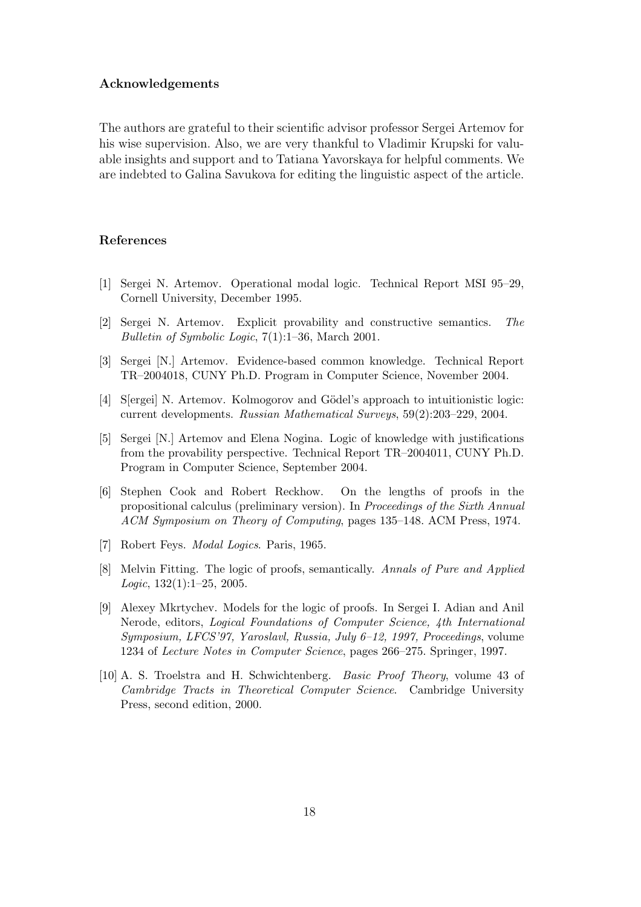## Acknowledgements

The authors are grateful to their scientific advisor professor Sergei Artemov for his wise supervision. Also, we are very thankful to Vladimir Krupski for valuable insights and support and to Tatiana Yavorskaya for helpful comments. We are indebted to Galina Savukova for editing the linguistic aspect of the article.

## References

[1] Sergei N. Artemov. Operational modal logic. Technical Report MSI 95–29, Cornell University, December 1995.

[2] Sergei N. Artemov. Explicit provability and constructive semantics. *The Bulletin of Symbolic Logic*, 7(1):1–36, March 2001.

[3] Sergei [N.] Artemov. Evidence-based common knowledge. Technical Report TR–2004018, CUNY Ph.D. Program in Computer Science, November 2004.

[4] S[ergei] N. Artemov. Kolmogorov and Gödel's approach to intuitionistic logic: current developments. *Russian Mathematical Surveys*, 59(2):203–229, 2004.

[5] Sergei [N.] Artemov and Elena Nogina. Logic of knowledge with justifications from the provability perspective. Technical Report TR–2004011, CUNY Ph.D. Program in Computer Science, September 2004.

[6] Stephen Cook and Robert Reckhow. On the lengths of proofs in the propositional calculus (preliminary version). In *Proceedings of the Sixth Annual ACM Symposium on Theory of Computing*, pages 135–148. ACM Press, 1974.

[7] Robert Feys. *Modal Logics*. Paris, 1965.

[8] Melvin Fitting. The logic of proofs, semantically. *Annals of Pure and Applied Logic*, 132(1):1–25, 2005.

[9] Alexey Mkrtychev. Models for the logic of proofs. In Sergei I. Adian and Anil Nerode, editors, *Logical Foundations of Computer Science, 4th International Symposium, LFCS'97, Yaroslavl, Russia, July 6–12, 1997, Proceedings*, volume 1234 of *Lecture Notes in Computer Science*, pages 266–275. Springer, 1997.

[10] A. S. Troelstra and H. Schwichtenberg. *Basic Proof Theory*, volume 43 of *Cambridge Tracts in Theoretical Computer Science*. Cambridge University Press, second edition, 2000.